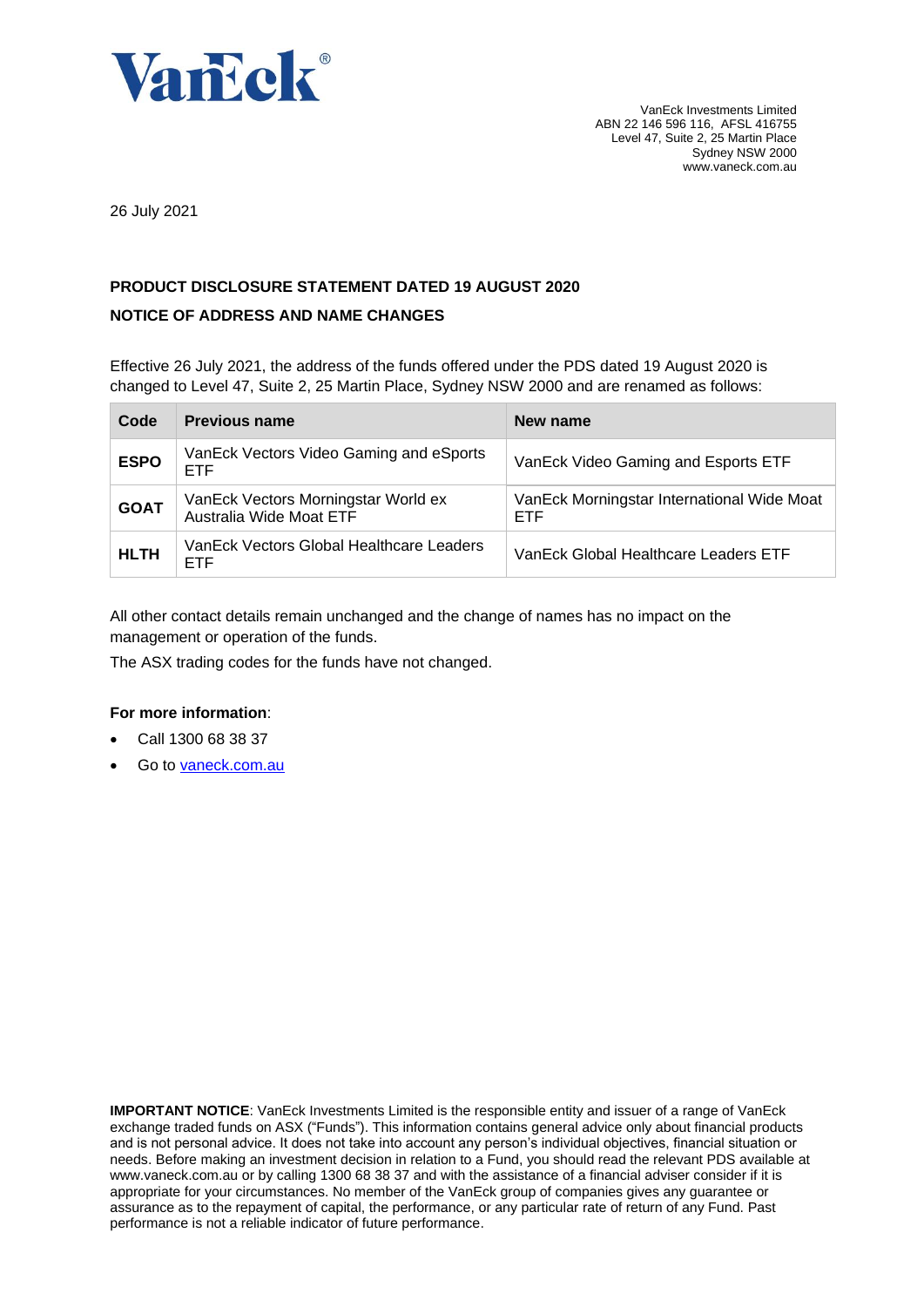VanEck®

VanEck Investments Limited
ABN 22 146 596 116, AFSL 416755
Level 47, Suite 2, 25 Martin Place
Sydney NSW 2000
www.vaneck.com.au

26 July 2021

**PRODUCT DISCLOSURE STATEMENT DATED 19 AUGUST 2020**

**NOTICE OF ADDRESS AND NAME CHANGES**

Effective 26 July 2021, the address of the funds offered under the PDS dated 19 August 2020 is changed to Level 47, Suite 2, 25 Martin Place, Sydney NSW 2000 and are renamed as follows:

| Code | Previous name | New name |
|---|---|---|
| **ESPO** | VanEck Vectors Video Gaming and eSports ETF | VanEck Video Gaming and Esports ETF |
| **GOAT** | VanEck Vectors Morningstar World ex Australia Wide Moat ETF | VanEck Morningstar International Wide Moat ETF |
| **HLTH** | VanEck Vectors Global Healthcare Leaders ETF | VanEck Global Healthcare Leaders ETF |

All other contact details remain unchanged and the change of names has no impact on the management or operation of the funds.

The ASX trading codes for the funds have not changed.

**For more information**:

- Call 1300 68 38 37
- Go to vaneck.com.au

**IMPORTANT NOTICE**: VanEck Investments Limited is the responsible entity and issuer of a range of VanEck exchange traded funds on ASX ("Funds"). This information contains general advice only about financial products and is not personal advice. It does not take into account any person's individual objectives, financial situation or needs. Before making an investment decision in relation to a Fund, you should read the relevant PDS available at www.vaneck.com.au or by calling 1300 68 38 37 and with the assistance of a financial adviser consider if it is appropriate for your circumstances. No member of the VanEck group of companies gives any guarantee or assurance as to the repayment of capital, the performance, or any particular rate of return of any Fund. Past performance is not a reliable indicator of future performance.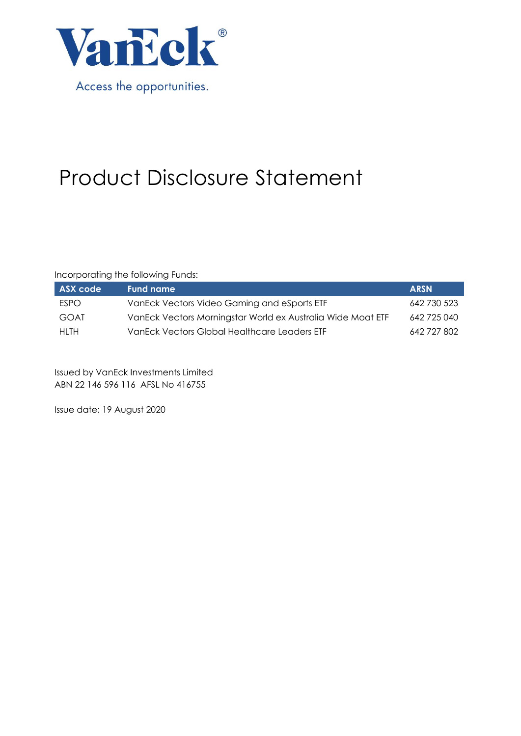VanEck®

Access the opportunities.

# Product Disclosure Statement

Incorporating the following Funds:

| ASX code | Fund name | ARSN |
|---|---|---|
| ESPO | VanEck Vectors Video Gaming and eSports ETF | 642 730 523 |
| GOAT | VanEck Vectors Morningstar World ex Australia Wide Moat ETF | 642 725 040 |
| HLTH | VanEck Vectors Global Healthcare Leaders ETF | 642 727 802 |

Issued by VanEck Investments Limited
ABN 22 146 596 116 AFSL No 416755

Issue date: 19 August 2020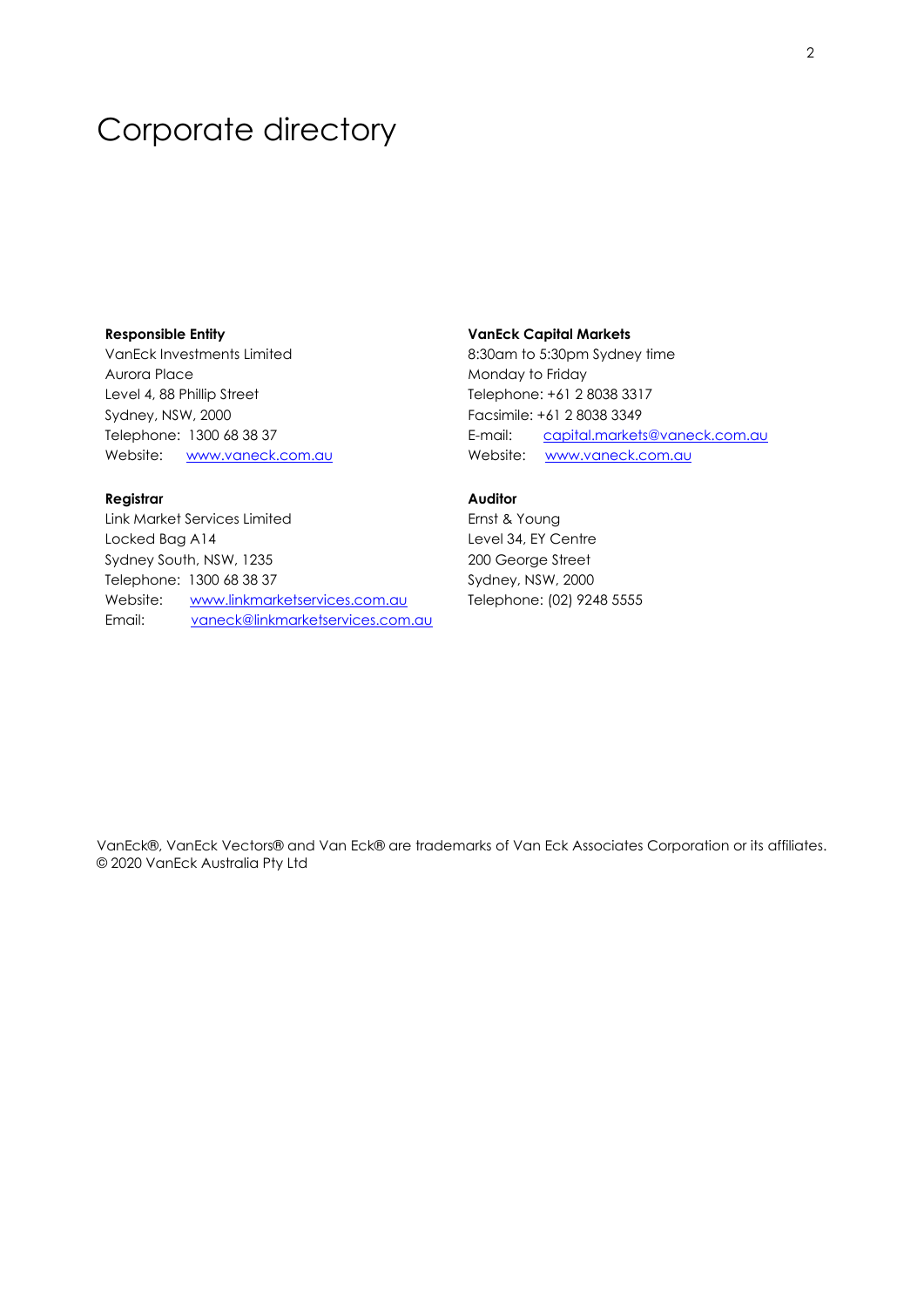# Corporate directory

**Responsible Entity**
VanEck Investments Limited
Aurora Place
Level 4, 88 Phillip Street
Sydney, NSW, 2000
Telephone: 1300 68 38 37
Website: www.vaneck.com.au

**VanEck Capital Markets**
8:30am to 5:30pm Sydney time
Monday to Friday
Telephone: +61 2 8038 3317
Facsimile: +61 2 8038 3349
E-mail: capital.markets@vaneck.com.au
Website: www.vaneck.com.au

**Registrar**
Link Market Services Limited
Locked Bag A14
Sydney South, NSW, 1235
Telephone: 1300 68 38 37
Website: www.linkmarketservices.com.au
Email: vaneck@linkmarketservices.com.au

**Auditor**
Ernst & Young
Level 34, EY Centre
200 George Street
Sydney, NSW, 2000
Telephone: (02) 9248 5555

VanEck®, VanEck Vectors® and Van Eck® are trademarks of Van Eck Associates Corporation or its affiliates.
© 2020 VanEck Australia Pty Ltd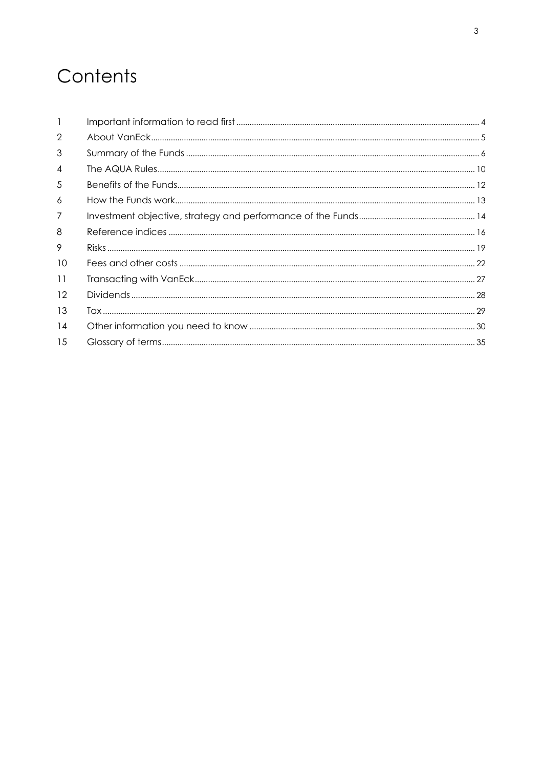# Contents

| | | |
|---|---|---|
| 1 | Important information to read first | 4 |
| 2 | About VanEck | 5 |
| 3 | Summary of the Funds | 6 |
| 4 | The AQUA Rules | 10 |
| 5 | Benefits of the Funds | 12 |
| 6 | How the Funds work | 13 |
| 7 | Investment objective, strategy and performance of the Funds | 14 |
| 8 | Reference indices | 16 |
| 9 | Risks | 19 |
| 10 | Fees and other costs | 22 |
| 11 | Transacting with VanEck | 27 |
| 12 | Dividends | 28 |
| 13 | Tax | 29 |
| 14 | Other information you need to know | 30 |
| 15 | Glossary of terms | 35 |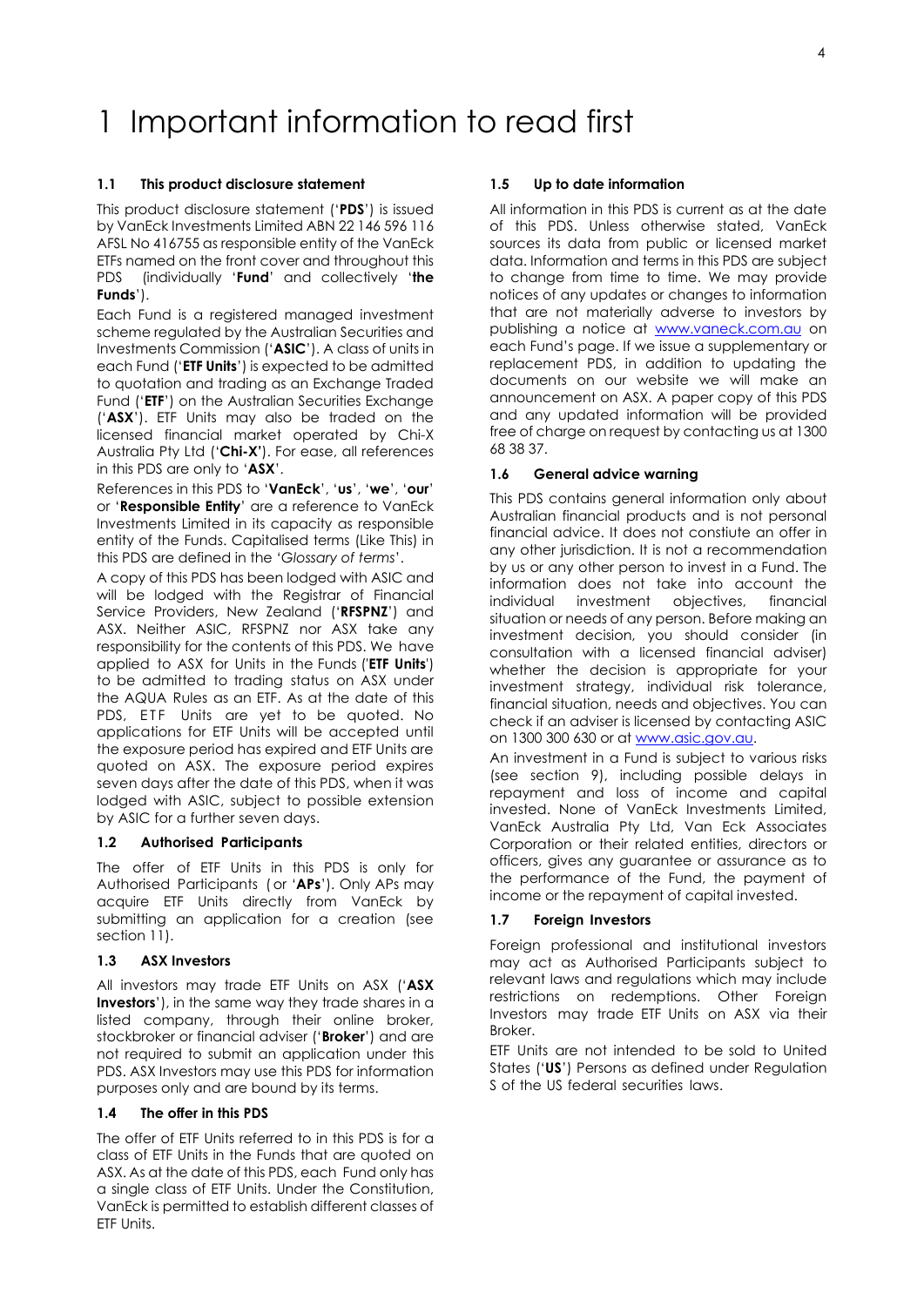# 1 Important information to read first

### 1.1 This product disclosure statement

This product disclosure statement ('**PDS**') is issued by VanEck Investments Limited ABN 22 146 596 116 AFSL No 416755 as responsible entity of the VanEck ETFs named on the front cover and throughout this PDS (individually '**Fund**' and collectively '**the Funds**').

Each Fund is a registered managed investment scheme regulated by the Australian Securities and Investments Commission ('**ASIC**'). A class of units in each Fund ('**ETF Units**') is expected to be admitted to quotation and trading as an Exchange Traded Fund ('**ETF**') on the Australian Securities Exchange ('**ASX**'). ETF Units may also be traded on the licensed financial market operated by Chi-X Australia Pty Ltd ('**Chi-X'**). For ease, all references in this PDS are only to '**ASX**'.

References in this PDS to '**VanEck**', '**us**', '**we**', '**our**' or '**Responsible Entity**' are a reference to VanEck Investments Limited in its capacity as responsible entity of the Funds. Capitalised terms (Like This) in this PDS are defined in the '*Glossary of terms*'.

A copy of this PDS has been lodged with ASIC and will be lodged with the Registrar of Financial Service Providers, New Zealand ('**RFSPNZ**') and ASX. Neither ASIC, RFSPNZ nor ASX take any responsibility for the contents of this PDS. We have applied to ASX for Units in the Funds ('**ETF Units**') to be admitted to trading status on ASX under the AQUA Rules as an ETF. As at the date of this PDS, ETF Units are yet to be quoted. No applications for ETF Units will be accepted until the exposure period has expired and ETF Units are quoted on ASX. The exposure period expires seven days after the date of this PDS, when it was lodged with ASIC, subject to possible extension by ASIC for a further seven days.

### 1.2 Authorised Participants

The offer of ETF Units in this PDS is only for Authorised Participants (or '**APs**'). Only APs may acquire ETF Units directly from VanEck by submitting an application for a creation (see section 11).

### 1.3 ASX Investors

All investors may trade ETF Units on ASX ('**ASX Investors**'), in the same way they trade shares in a listed company, through their online broker, stockbroker or financial adviser ('**Broker**') and are not required to submit an application under this PDS. ASX Investors may use this PDS for information purposes only and are bound by its terms.

### 1.4 The offer in this PDS

The offer of ETF Units referred to in this PDS is for a class of ETF Units in the Funds that are quoted on ASX. As at the date of this PDS, each Fund only has a single class of ETF Units. Under the Constitution, VanEck is permitted to establish different classes of ETF Units.

### 1.5 Up to date information

All information in this PDS is current as at the date of this PDS. Unless otherwise stated, VanEck sources its data from public or licensed market data. Information and terms in this PDS are subject to change from time to time. We may provide notices of any updates or changes to information that are not materially adverse to investors by publishing a notice at www.vaneck.com.au on each Fund's page. If we issue a supplementary or replacement PDS, in addition to updating the documents on our website we will make an announcement on ASX. A paper copy of this PDS and any updated information will be provided free of charge on request by contacting us at 1300 68 38 37.

### 1.6 General advice warning

This PDS contains general information only about Australian financial products and is not personal financial advice. It does not constiute an offer in any other jurisdiction. It is not a recommendation by us or any other person to invest in a Fund. The information does not take into account the individual investment objectives, financial situation or needs of any person. Before making an investment decision, you should consider (in consultation with a licensed financial adviser) whether the decision is appropriate for your investment strategy, individual risk tolerance, financial situation, needs and objectives. You can check if an adviser is licensed by contacting ASIC on 1300 300 630 or at www.asic.gov.au.

An investment in a Fund is subject to various risks (see section 9), including possible delays in repayment and loss of income and capital invested. None of VanEck Investments Limited, VanEck Australia Pty Ltd, Van Eck Associates Corporation or their related entities, directors or officers, gives any guarantee or assurance as to the performance of the Fund, the payment of income or the repayment of capital invested.

### 1.7 Foreign Investors

Foreign professional and institutional investors may act as Authorised Participants subject to relevant laws and regulations which may include restrictions on redemptions. Other Foreign Investors may trade ETF Units on ASX via their Broker.

ETF Units are not intended to be sold to United States ('**US**') Persons as defined under Regulation S of the US federal securities laws.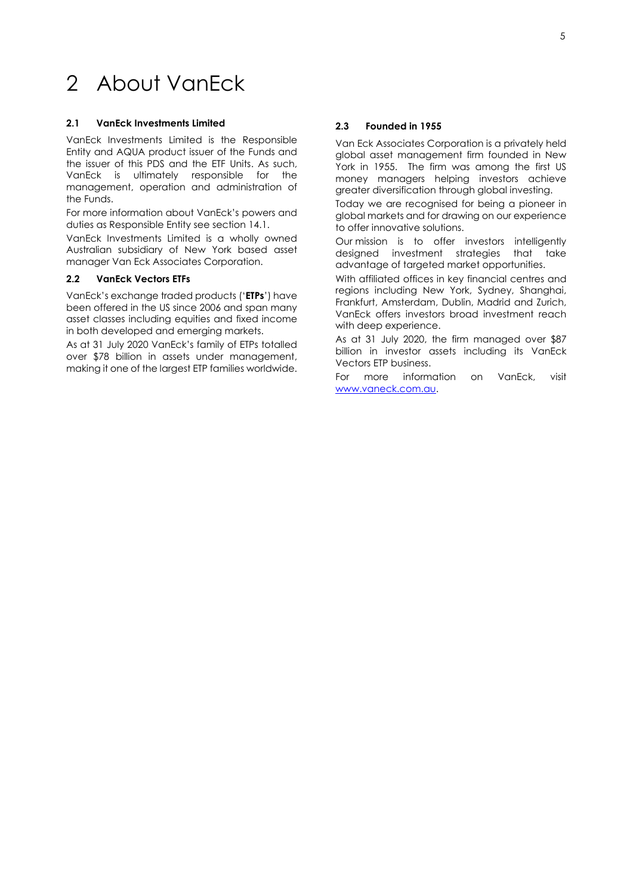# 2 About VanEck

### 2.1 VanEck Investments Limited

VanEck Investments Limited is the Responsible Entity and AQUA product issuer of the Funds and the issuer of this PDS and the ETF Units. As such, VanEck is ultimately responsible for the management, operation and administration of the Funds.

For more information about VanEck's powers and duties as Responsible Entity see section 14.1.

VanEck Investments Limited is a wholly owned Australian subsidiary of New York based asset manager Van Eck Associates Corporation.

### 2.2 VanEck Vectors ETFs

VanEck's exchange traded products ('**ETPs**') have been offered in the US since 2006 and span many asset classes including equities and fixed income in both developed and emerging markets.

As at 31 July 2020 VanEck's family of ETPs totalled over $78 billion in assets under management, making it one of the largest ETP families worldwide.

### 2.3 Founded in 1955

Van Eck Associates Corporation is a privately held global asset management firm founded in New York in 1955. The firm was among the first US money managers helping investors achieve greater diversification through global investing.

Today we are recognised for being a pioneer in global markets and for drawing on our experience to offer innovative solutions.

Our mission is to offer investors intelligently designed investment strategies that take advantage of targeted market opportunities.

With affiliated offices in key financial centres and regions including New York, Sydney, Shanghai, Frankfurt, Amsterdam, Dublin, Madrid and Zurich, VanEck offers investors broad investment reach with deep experience.

As at 31 July 2020, the firm managed over $87 billion in investor assets including its VanEck Vectors ETP business.

For more information on VanEck, visit www.vaneck.com.au.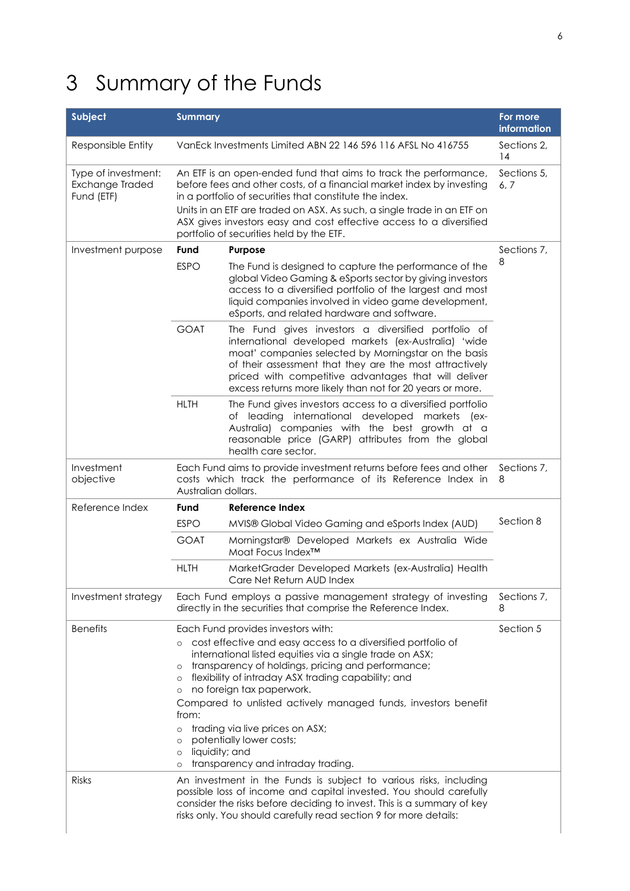# 3 Summary of the Funds

| Subject | Summary | For more information |
|---|---|---|
| Responsible Entity | VanEck Investments Limited ABN 22 146 596 116 AFSL No 416755 | Sections 2, 14 |
| Type of investment: Exchange Traded Fund (ETF) | An ETF is an open-ended fund that aims to track the performance, before fees and other costs, of a financial market index by investing in a portfolio of securities that constitute the index.<br>Units in an ETF are traded on ASX. As such, a single trade in an ETF on ASX gives investors easy and cost effective access to a diversified portfolio of securities held by the ETF. | Sections 5, 6, 7 |
| Investment purpose | **Fund** / **Purpose**<br>**ESPO**: The Fund is designed to capture the performance of the global Video Gaming & eSports sector by giving investors access to a diversified portfolio of the largest and most liquid companies involved in video game development, eSports, and related hardware and software.<br>**GOAT**: The Fund gives investors a diversified portfolio of international developed markets (ex-Australia) 'wide moat' companies selected by Morningstar on the basis of their assessment that they are the most attractively priced with competitive advantages that will deliver excess returns more likely than not for 20 years or more.<br>**HLTH**: The Fund gives investors access to a diversified portfolio of leading international developed markets (ex-Australia) companies with the best growth at a reasonable price (GARP) attributes from the global health care sector. | Sections 7, 8 |
| Investment objective | Each Fund aims to provide investment returns before fees and other costs which track the performance of its Reference Index in Australian dollars. | Sections 7, 8 |
| Reference Index | **Fund** / **Reference Index**<br>**ESPO**: MVIS® Global Video Gaming and eSports Index (AUD)<br>**GOAT**: Morningstar® Developed Markets ex Australia Wide Moat Focus Index™<br>**HLTH**: MarketGrader Developed Markets (ex-Australia) Health Care Net Return AUD Index | Section 8 |
| Investment strategy | Each Fund employs a passive management strategy of investing directly in the securities that comprise the Reference Index. | Sections 7, 8 |
| Benefits | Each Fund provides investors with:<br>○ cost effective and easy access to a diversified portfolio of international listed equities via a single trade on ASX;<br>○ transparency of holdings, pricing and performance;<br>○ flexibility of intraday ASX trading capability; and<br>○ no foreign tax paperwork.<br>Compared to unlisted actively managed funds, investors benefit from:<br>○ trading via live prices on ASX;<br>○ potentially lower costs;<br>○ liquidity; and<br>○ transparency and intraday trading. | Section 5 |
| Risks | An investment in the Funds is subject to various risks, including possible loss of income and capital invested. You should carefully consider the risks before deciding to invest. This is a summary of key risks only. You should carefully read section 9 for more details: | |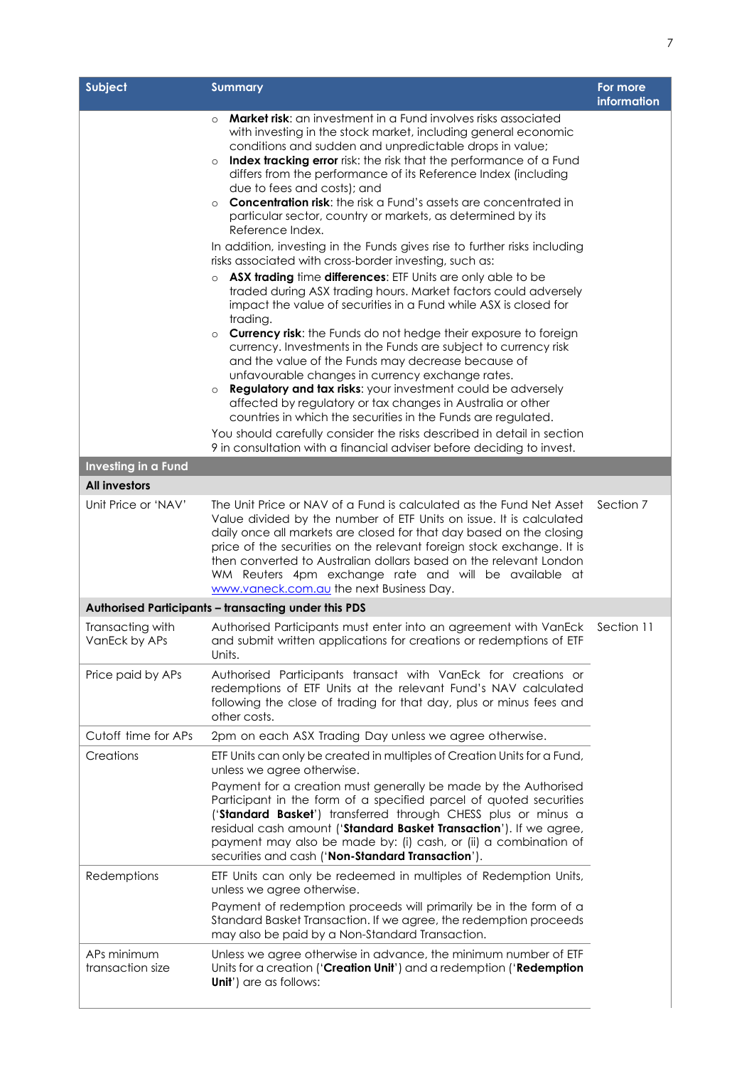| Subject | Summary | For more information |
|---|---|---|
| | ○ **Market risk**: an investment in a Fund involves risks associated with investing in the stock market, including general economic conditions and sudden and unpredictable drops in value;<br>○ **Index tracking error** risk: the risk that the performance of a Fund differs from the performance of its Reference Index (including due to fees and costs); and<br>○ **Concentration risk**: the risk a Fund's assets are concentrated in particular sector, country or markets, as determined by its Reference Index.<br>In addition, investing in the Funds gives rise to further risks including risks associated with cross-border investing, such as:<br>○ **ASX trading** time **differences**: ETF Units are only able to be traded during ASX trading hours. Market factors could adversely impact the value of securities in a Fund while ASX is closed for trading.<br>○ **Currency risk**: the Funds do not hedge their exposure to foreign currency. Investments in the Funds are subject to currency risk and the value of the Funds may decrease because of unfavourable changes in currency exchange rates.<br>○ **Regulatory and tax risks**: your investment could be adversely affected by regulatory or tax changes in Australia or other countries in which the securities in the Funds are regulated.<br>You should carefully consider the risks described in detail in section 9 in consultation with a financial adviser before deciding to invest. | |
| **Investing in a Fund** | | |
| **All investors** | | |
| Unit Price or 'NAV' | The Unit Price or NAV of a Fund is calculated as the Fund Net Asset Value divided by the number of ETF Units on issue. It is calculated daily once all markets are closed for that day based on the closing price of the securities on the relevant foreign stock exchange. It is then converted to Australian dollars based on the relevant London WM Reuters 4pm exchange rate and will be available at www.vaneck.com.au the next Business Day. | Section 7 |
| **Authorised Participants – transacting under this PDS** | | |
| Transacting with VanEck by APs | Authorised Participants must enter into an agreement with VanEck and submit written applications for creations or redemptions of ETF Units. | Section 11 |
| Price paid by APs | Authorised Participants transact with VanEck for creations or redemptions of ETF Units at the relevant Fund's NAV calculated following the close of trading for that day, plus or minus fees and other costs. | |
| Cutoff time for APs | 2pm on each ASX Trading Day unless we agree otherwise. | |
| Creations | ETF Units can only be created in multiples of Creation Units for a Fund, unless we agree otherwise.<br>Payment for a creation must generally be made by the Authorised Participant in the form of a specified parcel of quoted securities ('**Standard Basket**') transferred through CHESS plus or minus a residual cash amount ('**Standard Basket Transaction**'). If we agree, payment may also be made by: (i) cash, or (ii) a combination of securities and cash ('**Non-Standard Transaction**'). | |
| Redemptions | ETF Units can only be redeemed in multiples of Redemption Units, unless we agree otherwise.<br>Payment of redemption proceeds will primarily be in the form of a Standard Basket Transaction. If we agree, the redemption proceeds may also be paid by a Non-Standard Transaction. | |
| APs minimum transaction size | Unless we agree otherwise in advance, the minimum number of ETF Units for a creation ('**Creation Unit**') and a redemption ('**Redemption Unit**') are as follows: | |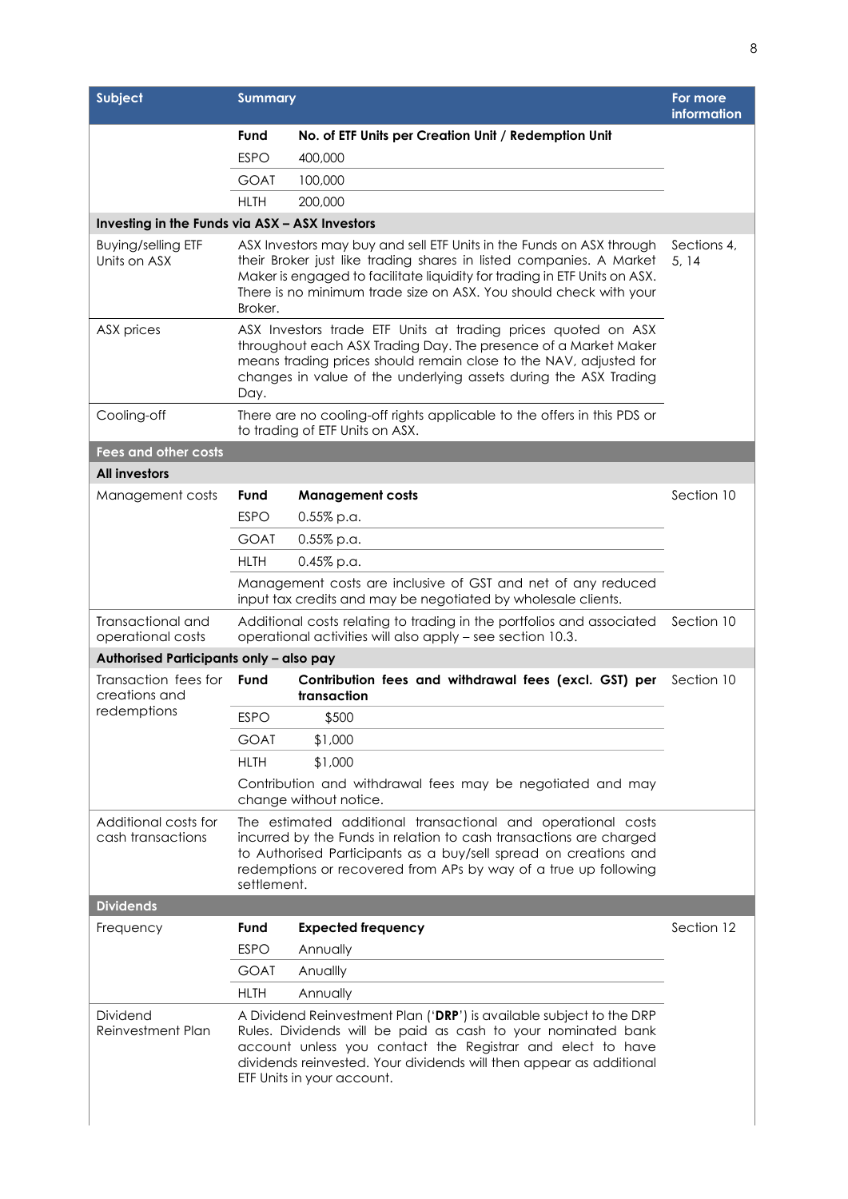| Subject | Summary | | For more information |
|---|---|---|---|
| | **Fund** | **No. of ETF Units per Creation Unit / Redemption Unit** | |
| | ESPO | 400,000 | |
| | GOAT | 100,000 | |
| | HLTH | 200,000 | |
| **Investing in the Funds via ASX – ASX Investors** | | | |
| Buying/selling ETF Units on ASX | ASX Investors may buy and sell ETF Units in the Funds on ASX through their Broker just like trading shares in listed companies. A Market Maker is engaged to facilitate liquidity for trading in ETF Units on ASX. There is no minimum trade size on ASX. You should check with your Broker. | | Sections 4, 5, 14 |
| ASX prices | ASX Investors trade ETF Units at trading prices quoted on ASX throughout each ASX Trading Day. The presence of a Market Maker means trading prices should remain close to the NAV, adjusted for changes in value of the underlying assets during the ASX Trading Day. | | |
| Cooling-off | There are no cooling-off rights applicable to the offers in this PDS or to trading of ETF Units on ASX. | | |
| **Fees and other costs** | | | |
| **All investors** | | | |
| Management costs | **Fund** | **Management costs** | Section 10 |
| | ESPO | 0.55% p.a. | |
| | GOAT | 0.55% p.a. | |
| | HLTH | 0.45% p.a. | |
| | Management costs are inclusive of GST and net of any reduced input tax credits and may be negotiated by wholesale clients. | | |
| Transactional and operational costs | Additional costs relating to trading in the portfolios and associated operational activities will also apply – see section 10.3. | | Section 10 |
| **Authorised Participants only – also pay** | | | |
| Transaction fees for creations and redemptions | **Fund** | **Contribution fees and withdrawal fees (excl. GST) per transaction** | Section 10 |
| | ESPO | $500 | |
| | GOAT | $1,000 | |
| | HLTH | $1,000 | |
| | Contribution and withdrawal fees may be negotiated and may change without notice. | | |
| Additional costs for cash transactions | The estimated additional transactional and operational costs incurred by the Funds in relation to cash transactions are charged to Authorised Participants as a buy/sell spread on creations and redemptions or recovered from APs by way of a true up following settlement. | | |
| **Dividends** | | | |
| Frequency | **Fund** | **Expected frequency** | Section 12 |
| | ESPO | Annually | |
| | GOAT | Anuallly | |
| | HLTH | Annually | |
| Dividend Reinvestment Plan | A Dividend Reinvestment Plan ('**DRP**') is available subject to the DRP Rules. Dividends will be paid as cash to your nominated bank account unless you contact the Registrar and elect to have dividends reinvested. Your dividends will then appear as additional ETF Units in your account. | | |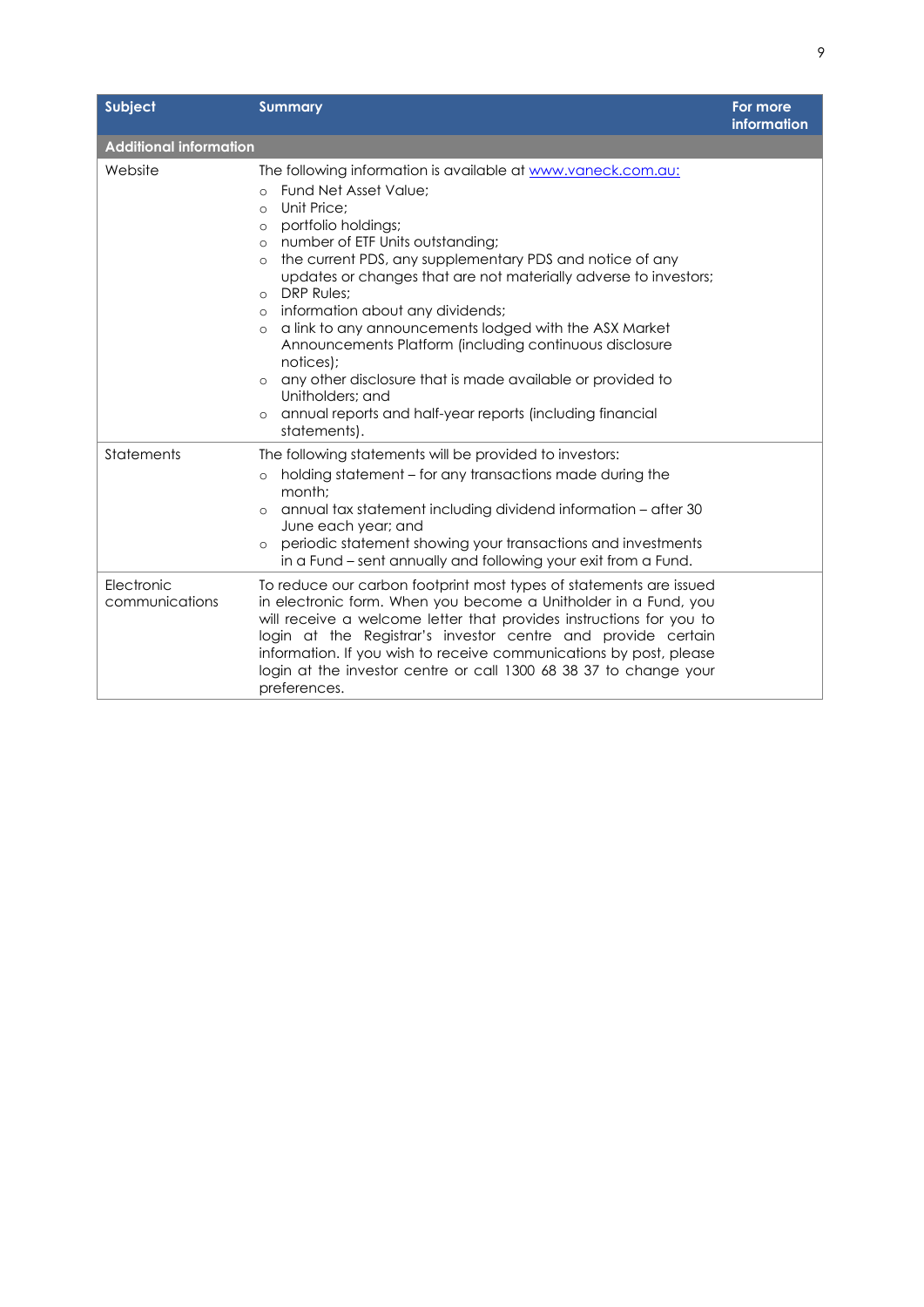| Subject | Summary | For more information |
|---|---|---|
| **Additional information** | | |
| Website | The following information is available at [www.vaneck.com.au:](www.vaneck.com.au)<br>○ Fund Net Asset Value;<br>○ Unit Price;<br>○ portfolio holdings;<br>○ number of ETF Units outstanding;<br>○ the current PDS, any supplementary PDS and notice of any updates or changes that are not materially adverse to investors;<br>○ DRP Rules;<br>○ information about any dividends;<br>○ a link to any announcements lodged with the ASX Market Announcements Platform (including continuous disclosure notices);<br>○ any other disclosure that is made available or provided to Unitholders; and<br>○ annual reports and half-year reports (including financial statements). | |
| Statements | The following statements will be provided to investors:<br>○ holding statement – for any transactions made during the month;<br>○ annual tax statement including dividend information – after 30 June each year; and<br>○ periodic statement showing your transactions and investments in a Fund – sent annually and following your exit from a Fund. | |
| Electronic communications | To reduce our carbon footprint most types of statements are issued in electronic form. When you become a Unitholder in a Fund, you will receive a welcome letter that provides instructions for you to login at the Registrar's investor centre and provide certain information. If you wish to receive communications by post, please login at the investor centre or call 1300 68 38 37 to change your preferences. | |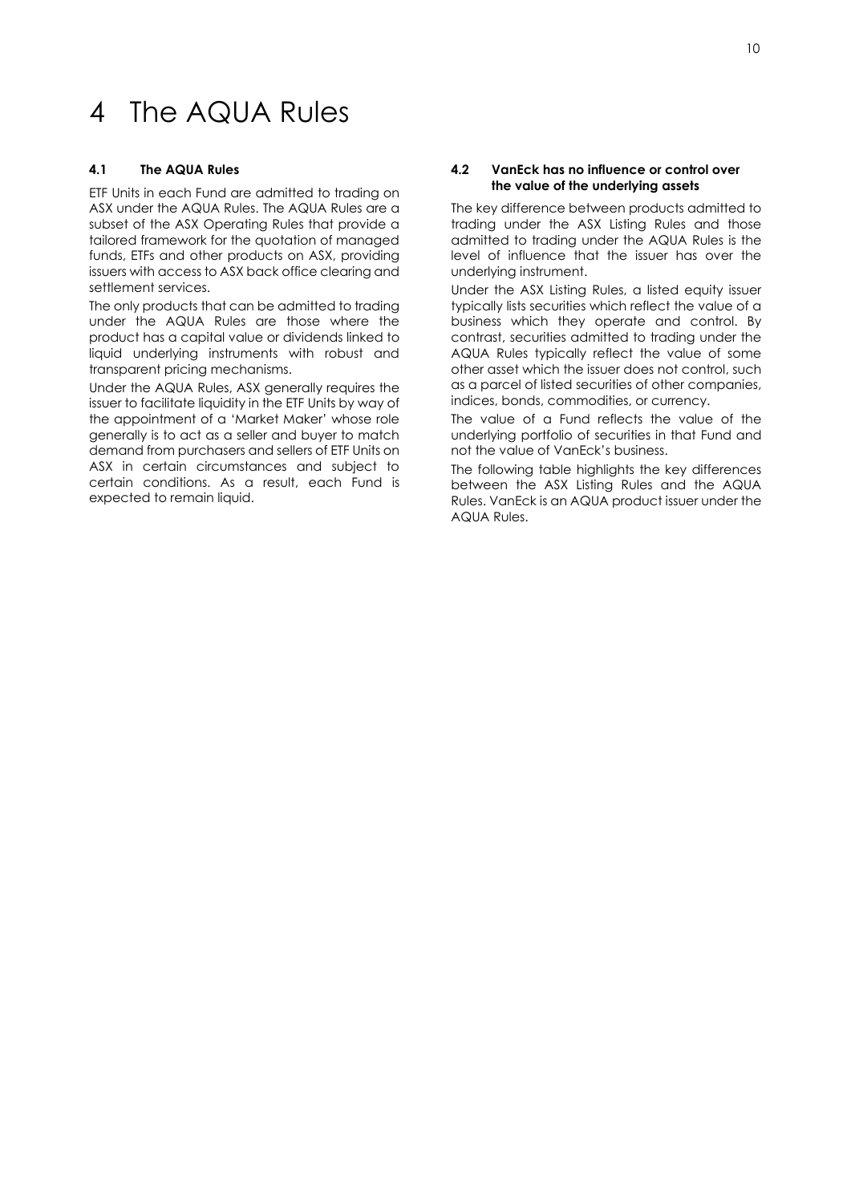# 4 The AQUA Rules

### 4.1 The AQUA Rules

ETF Units in each Fund are admitted to trading on ASX under the AQUA Rules. The AQUA Rules are a subset of the ASX Operating Rules that provide a tailored framework for the quotation of managed funds, ETFs and other products on ASX, providing issuers with access to ASX back office clearing and settlement services.

The only products that can be admitted to trading under the AQUA Rules are those where the product has a capital value or dividends linked to liquid underlying instruments with robust and transparent pricing mechanisms.

Under the AQUA Rules, ASX generally requires the issuer to facilitate liquidity in the ETF Units by way of the appointment of a 'Market Maker' whose role generally is to act as a seller and buyer to match demand from purchasers and sellers of ETF Units on ASX in certain circumstances and subject to certain conditions. As a result, each Fund is expected to remain liquid.

### 4.2 VanEck has no influence or control over the value of the underlying assets

The key difference between products admitted to trading under the ASX Listing Rules and those admitted to trading under the AQUA Rules is the level of influence that the issuer has over the underlying instrument.

Under the ASX Listing Rules, a listed equity issuer typically lists securities which reflect the value of a business which they operate and control. By contrast, securities admitted to trading under the AQUA Rules typically reflect the value of some other asset which the issuer does not control, such as a parcel of listed securities of other companies, indices, bonds, commodities, or currency.

The value of a Fund reflects the value of the underlying portfolio of securities in that Fund and not the value of VanEck's business.

The following table highlights the key differences between the ASX Listing Rules and the AQUA Rules. VanEck is an AQUA product issuer under the AQUA Rules.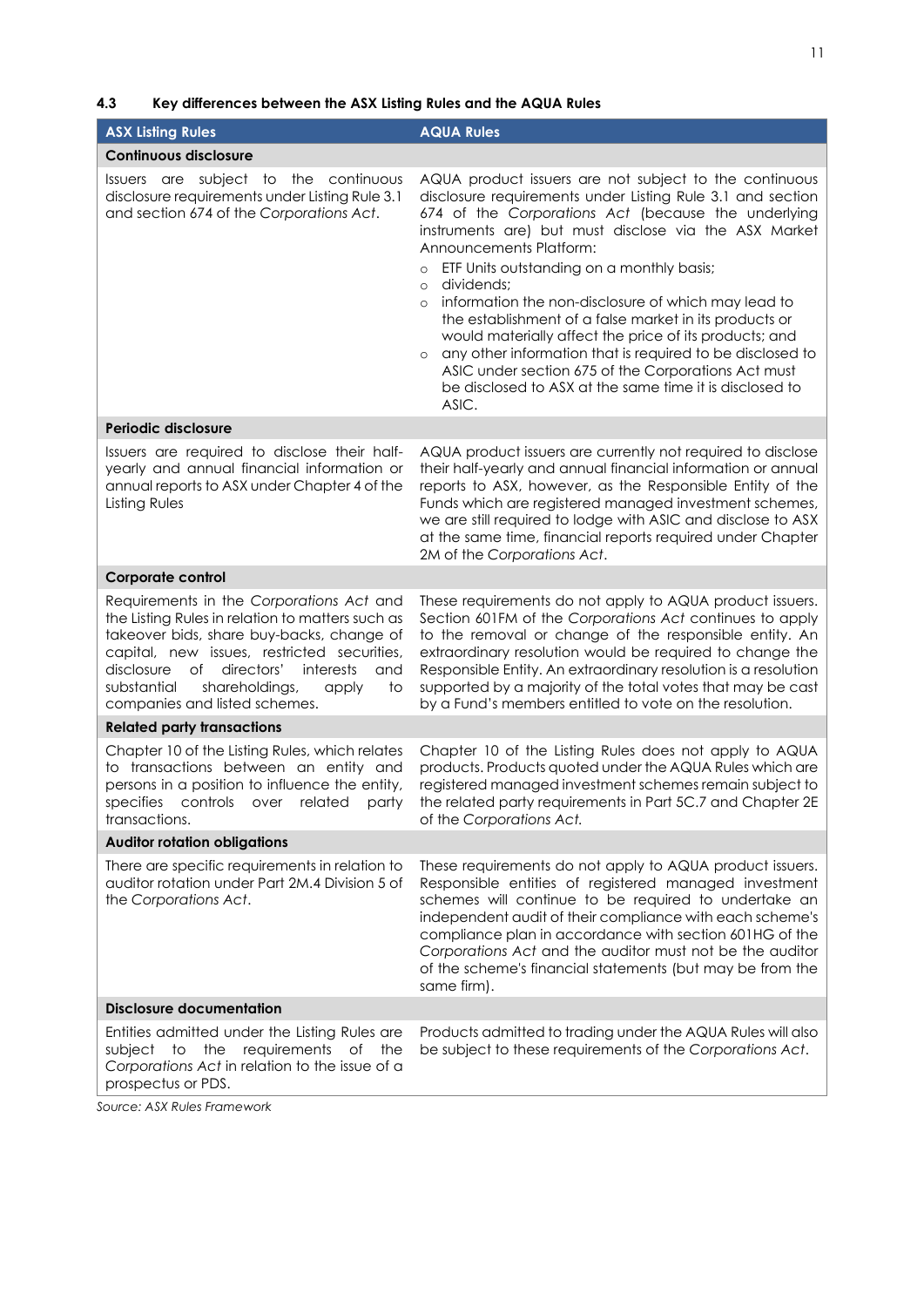### 4.3 Key differences between the ASX Listing Rules and the AQUA Rules

| ASX Listing Rules | AQUA Rules |
|---|---|
| **Continuous disclosure** | |
| Issuers are subject to the continuous disclosure requirements under Listing Rule 3.1 and section 674 of the *Corporations Act*. | AQUA product issuers are not subject to the continuous disclosure requirements under Listing Rule 3.1 and section 674 of the *Corporations Act* (because the underlying instruments are) but must disclose via the ASX Market Announcements Platform:<br>○ ETF Units outstanding on a monthly basis;<br>○ dividends;<br>○ information the non-disclosure of which may lead to the establishment of a false market in its products or would materially affect the price of its products; and<br>○ any other information that is required to be disclosed to ASIC under section 675 of the Corporations Act must be disclosed to ASX at the same time it is disclosed to ASIC. |
| **Periodic disclosure** | |
| Issuers are required to disclose their half-yearly and annual financial information or annual reports to ASX under Chapter 4 of the Listing Rules | AQUA product issuers are currently not required to disclose their half-yearly and annual financial information or annual reports to ASX, however, as the Responsible Entity of the Funds which are registered managed investment schemes, we are still required to lodge with ASIC and disclose to ASX at the same time, financial reports required under Chapter 2M of the *Corporations Act*. |
| **Corporate control** | |
| Requirements in the *Corporations Act* and the Listing Rules in relation to matters such as takeover bids, share buy-backs, change of capital, new issues, restricted securities, disclosure of directors' interests and substantial shareholdings, apply to companies and listed schemes. | These requirements do not apply to AQUA product issuers. Section 601FM of the *Corporations Act* continues to apply to the removal or change of the responsible entity. An extraordinary resolution would be required to change the Responsible Entity. An extraordinary resolution is a resolution supported by a majority of the total votes that may be cast by a Fund's members entitled to vote on the resolution. |
| **Related party transactions** | |
| Chapter 10 of the Listing Rules, which relates to transactions between an entity and persons in a position to influence the entity, specifies controls over related party transactions. | Chapter 10 of the Listing Rules does not apply to AQUA products. Products quoted under the AQUA Rules which are registered managed investment schemes remain subject to the related party requirements in Part 5C.7 and Chapter 2E of the *Corporations Act.* |
| **Auditor rotation obligations** | |
| There are specific requirements in relation to auditor rotation under Part 2M.4 Division 5 of the *Corporations Act*. | These requirements do not apply to AQUA product issuers. Responsible entities of registered managed investment schemes will continue to be required to undertake an independent audit of their compliance with each scheme's compliance plan in accordance with section 601HG of the *Corporations Act* and the auditor must not be the auditor of the scheme's financial statements (but may be from the same firm). |
| **Disclosure documentation** | |
| Entities admitted under the Listing Rules are subject to the requirements of the *Corporations Act* in relation to the issue of a prospectus or PDS. | Products admitted to trading under the AQUA Rules will also be subject to these requirements of the *Corporations Act*. |

*Source: ASX Rules Framework*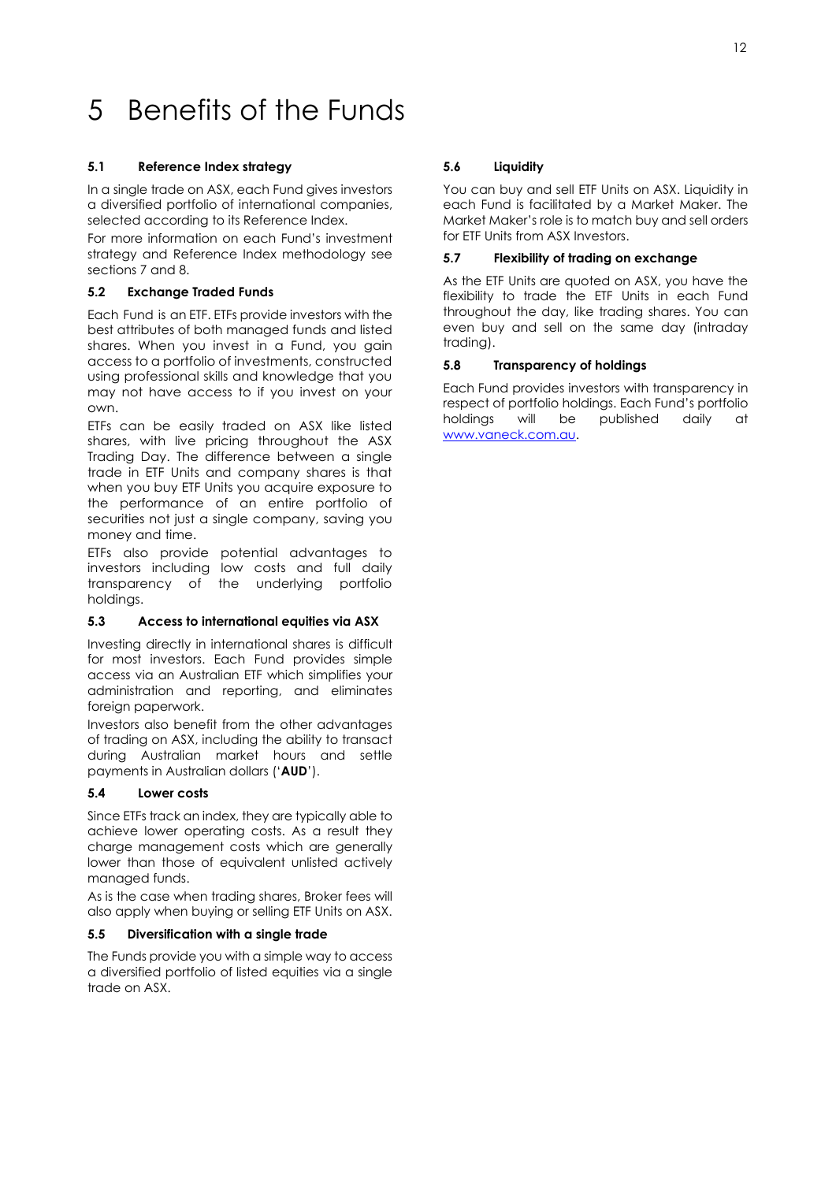# 5 Benefits of the Funds

### 5.1 Reference Index strategy

In a single trade on ASX, each Fund gives investors a diversified portfolio of international companies, selected according to its Reference Index.

For more information on each Fund's investment strategy and Reference Index methodology see sections 7 and 8.

### 5.2 Exchange Traded Funds

Each Fund is an ETF. ETFs provide investors with the best attributes of both managed funds and listed shares. When you invest in a Fund, you gain access to a portfolio of investments, constructed using professional skills and knowledge that you may not have access to if you invest on your own.

ETFs can be easily traded on ASX like listed shares, with live pricing throughout the ASX Trading Day. The difference between a single trade in ETF Units and company shares is that when you buy ETF Units you acquire exposure to the performance of an entire portfolio of securities not just a single company, saving you money and time.

ETFs also provide potential advantages to investors including low costs and full daily transparency of the underlying portfolio holdings.

### 5.3 Access to international equities via ASX

Investing directly in international shares is difficult for most investors. Each Fund provides simple access via an Australian ETF which simplifies your administration and reporting, and eliminates foreign paperwork.

Investors also benefit from the other advantages of trading on ASX, including the ability to transact during Australian market hours and settle payments in Australian dollars ('**AUD**').

### 5.4 Lower costs

Since ETFs track an index, they are typically able to achieve lower operating costs. As a result they charge management costs which are generally lower than those of equivalent unlisted actively managed funds.

As is the case when trading shares, Broker fees will also apply when buying or selling ETF Units on ASX.

### 5.5 Diversification with a single trade

The Funds provide you with a simple way to access a diversified portfolio of listed equities via a single trade on ASX.

### 5.6 Liquidity

You can buy and sell ETF Units on ASX. Liquidity in each Fund is facilitated by a Market Maker. The Market Maker's role is to match buy and sell orders for ETF Units from ASX Investors.

### 5.7 Flexibility of trading on exchange

As the ETF Units are quoted on ASX, you have the flexibility to trade the ETF Units in each Fund throughout the day, like trading shares. You can even buy and sell on the same day (intraday trading).

### 5.8 Transparency of holdings

Each Fund provides investors with transparency in respect of portfolio holdings. Each Fund's portfolio holdings will be published daily at www.vaneck.com.au.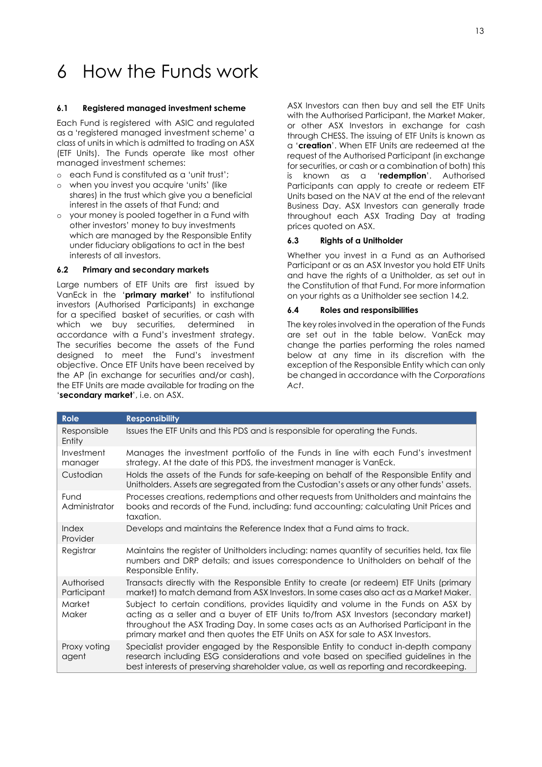# 6 How the Funds work

### 6.1 Registered managed investment scheme

Each Fund is registered with ASIC and regulated as a 'registered managed investment scheme' a class of units in which is admitted to trading on ASX (ETF Units). The Funds operate like most other managed investment schemes:

- each Fund is constituted as a 'unit trust';
- when you invest you acquire 'units' (like shares) in the trust which give you a beneficial interest in the assets of that Fund; and
- your money is pooled together in a Fund with other investors' money to buy investments which are managed by the Responsible Entity under fiduciary obligations to act in the best interests of all investors.

### 6.2 Primary and secondary markets

Large numbers of ETF Units are first issued by VanEck in the '**primary market**' to institutional investors (Authorised Participants) in exchange for a specified basket of securities, or cash with which we buy securities, determined in accordance with a Fund's investment strategy. The securities become the assets of the Fund designed to meet the Fund's investment objective. Once ETF Units have been received by the AP (in exchange for securities and/or cash), the ETF Units are made available for trading on the '**secondary market**', i.e. on ASX.

ASX Investors can then buy and sell the ETF Units with the Authorised Participant, the Market Maker, or other ASX Investors in exchange for cash through CHESS. The issuing of ETF Units is known as a '**creation**'. When ETF Units are redeemed at the request of the Authorised Participant (in exchange for securities, or cash or a combination of both) this is known as a '**redemption**'. Authorised Participants can apply to create or redeem ETF Units based on the NAV at the end of the relevant Business Day. ASX Investors can generally trade throughout each ASX Trading Day at trading prices quoted on ASX.

### 6.3 Rights of a Unitholder

Whether you invest in a Fund as an Authorised Participant or as an ASX Investor you hold ETF Units and have the rights of a Unitholder, as set out in the Constitution of that Fund. For more information on your rights as a Unitholder see section 14.2.

### 6.4 Roles and responsibilities

The key roles involved in the operation of the Funds are set out in the table below. VanEck may change the parties performing the roles named below at any time in its discretion with the exception of the Responsible Entity which can only be changed in accordance with the *Corporations Act*.

| Role | Responsibility |
|---|---|
| Responsible Entity | Issues the ETF Units and this PDS and is responsible for operating the Funds. |
| Investment manager | Manages the investment portfolio of the Funds in line with each Fund's investment strategy. At the date of this PDS, the investment manager is VanEck. |
| Custodian | Holds the assets of the Funds for safe-keeping on behalf of the Responsible Entity and Unitholders. Assets are segregated from the Custodian's assets or any other funds' assets. |
| Fund Administrator | Processes creations, redemptions and other requests from Unitholders and maintains the books and records of the Fund, including: fund accounting; calculating Unit Prices and taxation. |
| Index Provider | Develops and maintains the Reference Index that a Fund aims to track. |
| Registrar | Maintains the register of Unitholders including: names quantity of securities held, tax file numbers and DRP details; and issues correspondence to Unitholders on behalf of the Responsible Entity. |
| Authorised Participant | Transacts directly with the Responsible Entity to create (or redeem) ETF Units (primary market) to match demand from ASX Investors. In some cases also act as a Market Maker. |
| Market Maker | Subject to certain conditions, provides liquidity and volume in the Funds on ASX by acting as a seller and a buyer of ETF Units to/from ASX Investors (secondary market) throughout the ASX Trading Day. In some cases acts as an Authorised Participant in the primary market and then quotes the ETF Units on ASX for sale to ASX Investors. |
| Proxy voting agent | Specialist provider engaged by the Responsible Entity to conduct in-depth company research including ESG considerations and vote based on specified guidelines in the best interests of preserving shareholder value, as well as reporting and recordkeeping. |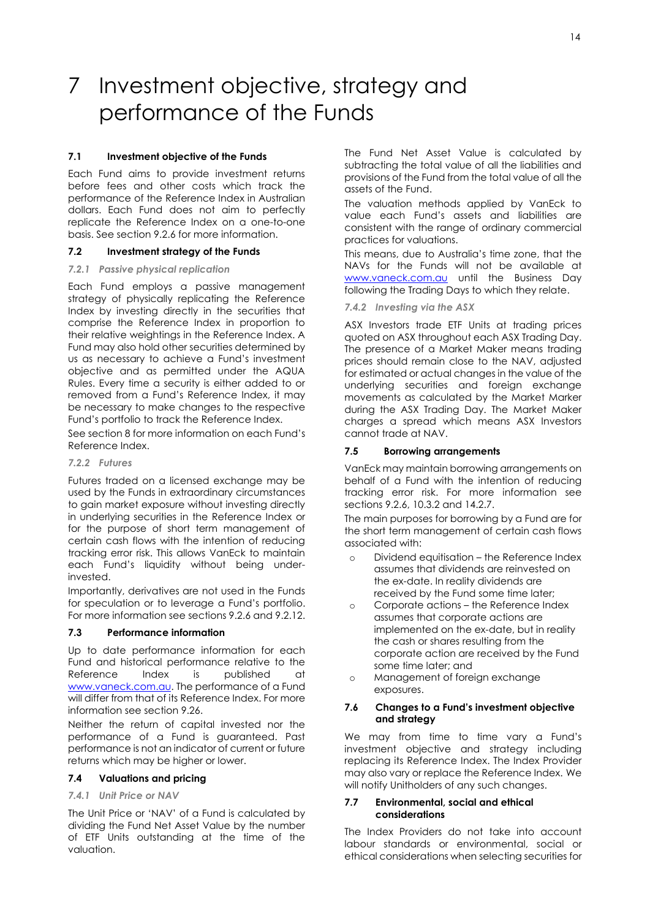# 7 Investment objective, strategy and performance of the Funds

### 7.1 Investment objective of the Funds

Each Fund aims to provide investment returns before fees and other costs which track the performance of the Reference Index in Australian dollars. Each Fund does not aim to perfectly replicate the Reference Index on a one-to-one basis. See section 9.2.6 for more information.

### 7.2 Investment strategy of the Funds

#### *7.2.1 Passive physical replication*

Each Fund employs a passive management strategy of physically replicating the Reference Index by investing directly in the securities that comprise the Reference Index in proportion to their relative weightings in the Reference Index. A Fund may also hold other securities determined by us as necessary to achieve a Fund's investment objective and as permitted under the AQUA Rules. Every time a security is either added to or removed from a Fund's Reference Index, it may be necessary to make changes to the respective Fund's portfolio to track the Reference Index.

See section 8 for more information on each Fund's Reference Index.

#### *7.2.2 Futures*

Futures traded on a licensed exchange may be used by the Funds in extraordinary circumstances to gain market exposure without investing directly in underlying securities in the Reference Index or for the purpose of short term management of certain cash flows with the intention of reducing tracking error risk. This allows VanEck to maintain each Fund's liquidity without being under-invested.

Importantly, derivatives are not used in the Funds for speculation or to leverage a Fund's portfolio. For more information see sections 9.2.6 and 9.2.12.

### 7.3 Performance information

Up to date performance information for each Fund and historical performance relative to the Reference Index is published at www.vaneck.com.au. The performance of a Fund will differ from that of its Reference Index. For more information see section 9.26.

Neither the return of capital invested nor the performance of a Fund is guaranteed. Past performance is not an indicator of current or future returns which may be higher or lower.

### 7.4 Valuations and pricing

#### *7.4.1 Unit Price or NAV*

The Unit Price or 'NAV' of a Fund is calculated by dividing the Fund Net Asset Value by the number of ETF Units outstanding at the time of the valuation.

The Fund Net Asset Value is calculated by subtracting the total value of all the liabilities and provisions of the Fund from the total value of all the assets of the Fund.

The valuation methods applied by VanEck to value each Fund's assets and liabilities are consistent with the range of ordinary commercial practices for valuations.

This means, due to Australia's time zone, that the NAVs for the Funds will not be available at www.vaneck.com.au until the Business Day following the Trading Days to which they relate.

#### *7.4.2 Investing via the ASX*

ASX Investors trade ETF Units at trading prices quoted on ASX throughout each ASX Trading Day. The presence of a Market Maker means trading prices should remain close to the NAV, adjusted for estimated or actual changes in the value of the underlying securities and foreign exchange movements as calculated by the Market Maker during the ASX Trading Day. The Market Maker charges a spread which means ASX Investors cannot trade at NAV.

### 7.5 Borrowing arrangements

VanEck may maintain borrowing arrangements on behalf of a Fund with the intention of reducing tracking error risk. For more information see sections 9.2.6, 10.3.2 and 14.2.7.

The main purposes for borrowing by a Fund are for the short term management of certain cash flows associated with:

- Dividend equitisation – the Reference Index assumes that dividends are reinvested on the ex-date. In reality dividends are received by the Fund some time later;
- Corporate actions – the Reference Index assumes that corporate actions are implemented on the ex-date, but in reality the cash or shares resulting from the corporate action are received by the Fund some time later; and
- Management of foreign exchange exposures.

### 7.6 Changes to a Fund's investment objective and strategy

We may from time to time vary a Fund's investment objective and strategy including replacing its Reference Index. The Index Provider may also vary or replace the Reference Index. We will notify Unitholders of any such changes.

### 7.7 Environmental, social and ethical considerations

The Index Providers do not take into account labour standards or environmental, social or ethical considerations when selecting securities for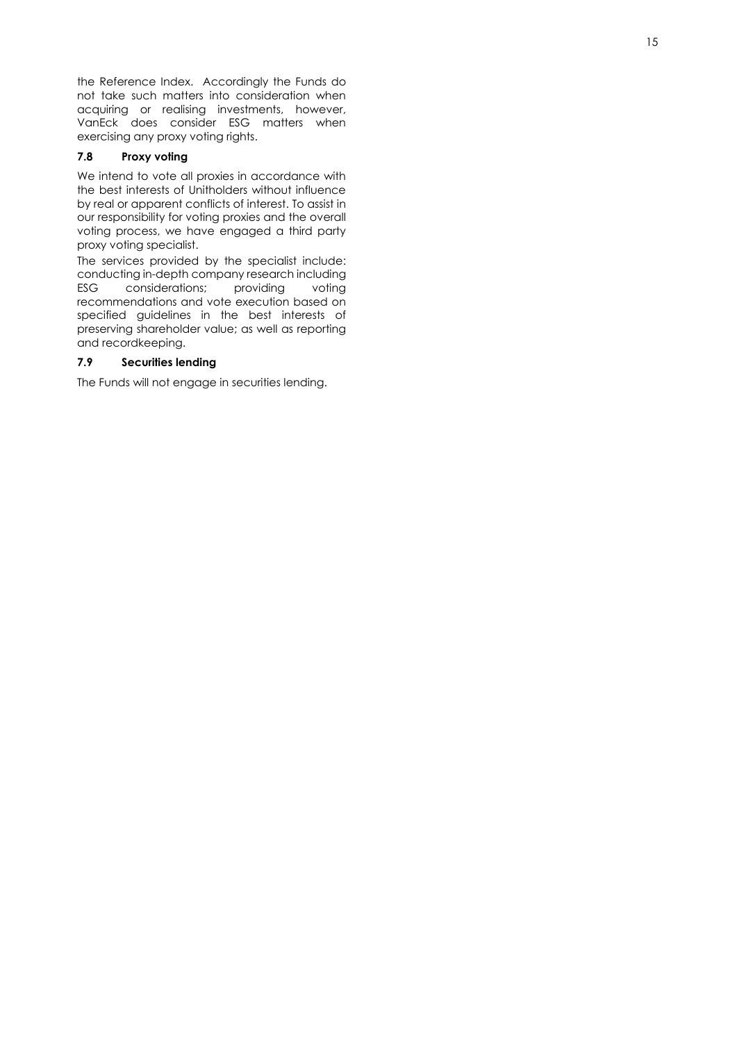the Reference Index. Accordingly the Funds do not take such matters into consideration when acquiring or realising investments, however, VanEck does consider ESG matters when exercising any proxy voting rights.

### 7.8 Proxy voting

We intend to vote all proxies in accordance with the best interests of Unitholders without influence by real or apparent conflicts of interest. To assist in our responsibility for voting proxies and the overall voting process, we have engaged a third party proxy voting specialist.

The services provided by the specialist include: conducting in-depth company research including ESG considerations; providing voting recommendations and vote execution based on specified guidelines in the best interests of preserving shareholder value; as well as reporting and recordkeeping.

### 7.9 Securities lending

The Funds will not engage in securities lending.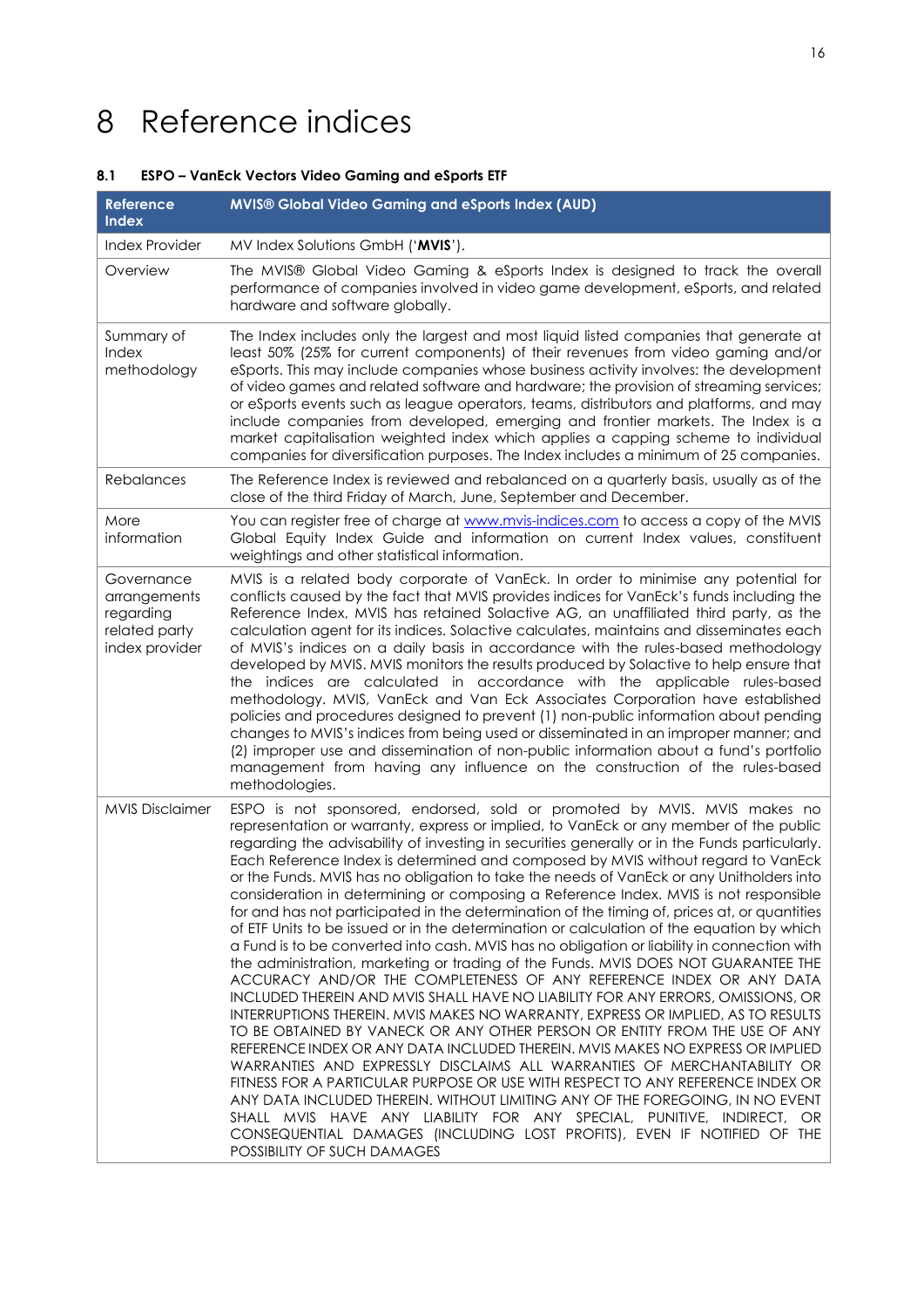# 8 Reference indices

### 8.1 ESPO – VanEck Vectors Video Gaming and eSports ETF

| Reference Index | MVIS® Global Video Gaming and eSports Index (AUD) |
|---|---|
| Index Provider | MV Index Solutions GmbH ('**MVIS**'). |
| Overview | The MVIS® Global Video Gaming & eSports Index is designed to track the overall performance of companies involved in video game development, eSports, and related hardware and software globally. |
| Summary of Index methodology | The Index includes only the largest and most liquid listed companies that generate at least 50% (25% for current components) of their revenues from video gaming and/or eSports. This may include companies whose business activity involves: the development of video games and related software and hardware; the provision of streaming services; or eSports events such as league operators, teams, distributors and platforms, and may include companies from developed, emerging and frontier markets. The Index is a market capitalisation weighted index which applies a capping scheme to individual companies for diversification purposes. The Index includes a minimum of 25 companies. |
| Rebalances | The Reference Index is reviewed and rebalanced on a quarterly basis, usually as of the close of the third Friday of March, June, September and December. |
| More information | You can register free of charge at www.mvis-indices.com to access a copy of the MVIS Global Equity Index Guide and information on current Index values, constituent weightings and other statistical information. |
| Governance arrangements regarding related party index provider | MVIS is a related body corporate of VanEck. In order to minimise any potential for conflicts caused by the fact that MVIS provides indices for VanEck's funds including the Reference Index, MVIS has retained Solactive AG, an unaffiliated third party, as the calculation agent for its indices. Solactive calculates, maintains and disseminates each of MVIS's indices on a daily basis in accordance with the rules-based methodology developed by MVIS. MVIS monitors the results produced by Solactive to help ensure that the indices are calculated in accordance with the applicable rules-based methodology. MVIS, VanEck and Van Eck Associates Corporation have established policies and procedures designed to prevent (1) non-public information about pending changes to MVIS's indices from being used or disseminated in an improper manner; and (2) improper use and dissemination of non-public information about a fund's portfolio management from having any influence on the construction of the rules-based methodologies. |
| MVIS Disclaimer | ESPO is not sponsored, endorsed, sold or promoted by MVIS. MVIS makes no representation or warranty, express or implied, to VanEck or any member of the public regarding the advisability of investing in securities generally or in the Funds particularly. Each Reference Index is determined and composed by MVIS without regard to VanEck or the Funds. MVIS has no obligation to take the needs of VanEck or any Unitholders into consideration in determining or composing a Reference Index. MVIS is not responsible for and has not participated in the determination of the timing of, prices at, or quantities of ETF Units to be issued or in the determination or calculation of the equation by which a Fund is to be converted into cash. MVIS has no obligation or liability in connection with the administration, marketing or trading of the Funds. MVIS DOES NOT GUARANTEE THE ACCURACY AND/OR THE COMPLETENESS OF ANY REFERENCE INDEX OR ANY DATA INCLUDED THEREIN AND MVIS SHALL HAVE NO LIABILITY FOR ANY ERRORS, OMISSIONS, OR INTERRUPTIONS THEREIN. MVIS MAKES NO WARRANTY, EXPRESS OR IMPLIED, AS TO RESULTS TO BE OBTAINED BY VANECK OR ANY OTHER PERSON OR ENTITY FROM THE USE OF ANY REFERENCE INDEX OR ANY DATA INCLUDED THEREIN. MVIS MAKES NO EXPRESS OR IMPLIED WARRANTIES AND EXPRESSLY DISCLAIMS ALL WARRANTIES OF MERCHANTABILITY OR FITNESS FOR A PARTICULAR PURPOSE OR USE WITH RESPECT TO ANY REFERENCE INDEX OR ANY DATA INCLUDED THEREIN. WITHOUT LIMITING ANY OF THE FOREGOING, IN NO EVENT SHALL MVIS HAVE ANY LIABILITY FOR ANY SPECIAL, PUNITIVE, INDIRECT, OR CONSEQUENTIAL DAMAGES (INCLUDING LOST PROFITS), EVEN IF NOTIFIED OF THE POSSIBILITY OF SUCH DAMAGES |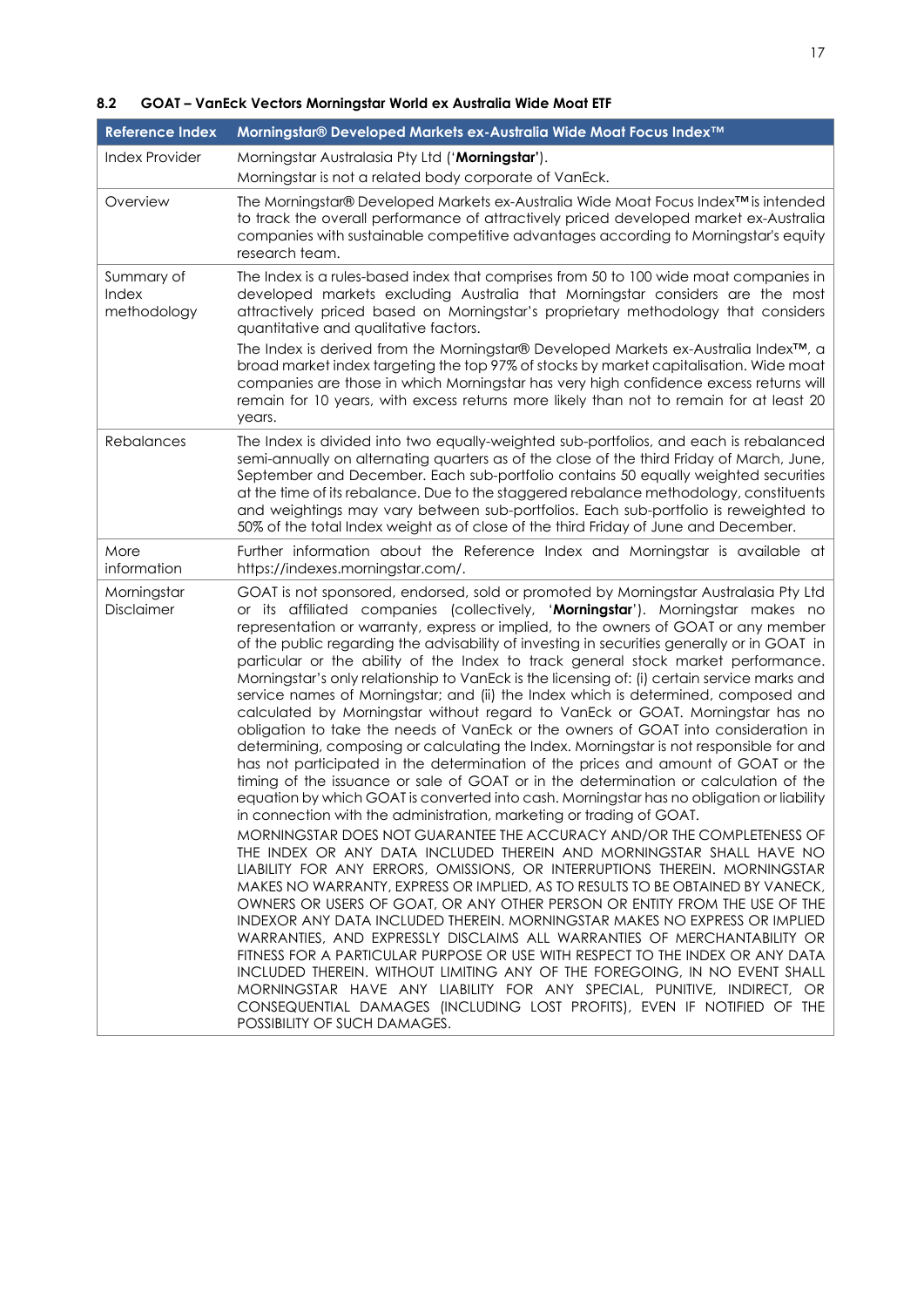### 8.2 GOAT – VanEck Vectors Morningstar World ex Australia Wide Moat ETF

| Reference Index | Morningstar® Developed Markets ex-Australia Wide Moat Focus Index™ |
|---|---|
| Index Provider | Morningstar Australasia Pty Ltd ('**Morningstar**').<br>Morningstar is not a related body corporate of VanEck. |
| Overview | The Morningstar® Developed Markets ex-Australia Wide Moat Focus Index™ is intended to track the overall performance of attractively priced developed market ex-Australia companies with sustainable competitive advantages according to Morningstar's equity research team. |
| Summary of Index methodology | The Index is a rules-based index that comprises from 50 to 100 wide moat companies in developed markets excluding Australia that Morningstar considers are the most attractively priced based on Morningstar's proprietary methodology that considers quantitative and qualitative factors.<br>The Index is derived from the Morningstar® Developed Markets ex-Australia Index™, a broad market index targeting the top 97% of stocks by market capitalisation. Wide moat companies are those in which Morningstar has very high confidence excess returns will remain for 10 years, with excess returns more likely than not to remain for at least 20 years. |
| Rebalances | The Index is divided into two equally-weighted sub-portfolios, and each is rebalanced semi-annually on alternating quarters as of the close of the third Friday of March, June, September and December. Each sub-portfolio contains 50 equally weighted securities at the time of its rebalance. Due to the staggered rebalance methodology, constituents and weightings may vary between sub-portfolios. Each sub-portfolio is reweighted to 50% of the total Index weight as of close of the third Friday of June and December. |
| More information | Further information about the Reference Index and Morningstar is available at https://indexes.morningstar.com/. |
| Morningstar Disclaimer | GOAT is not sponsored, endorsed, sold or promoted by Morningstar Australasia Pty Ltd or its affiliated companies (collectively, '**Morningstar**'). Morningstar makes no representation or warranty, express or implied, to the owners of GOAT or any member of the public regarding the advisability of investing in securities generally or in GOAT in particular or the ability of the Index to track general stock market performance. Morningstar's only relationship to VanEck is the licensing of: (i) certain service marks and service names of Morningstar; and (ii) the Index which is determined, composed and calculated by Morningstar without regard to VanEck or GOAT. Morningstar has no obligation to take the needs of VanEck or the owners of GOAT into consideration in determining, composing or calculating the Index. Morningstar is not responsible for and has not participated in the determination of the prices and amount of GOAT or the timing of the issuance or sale of GOAT or in the determination or calculation of the equation by which GOAT is converted into cash. Morningstar has no obligation or liability in connection with the administration, marketing or trading of GOAT.<br>MORNINGSTAR DOES NOT GUARANTEE THE ACCURACY AND/OR THE COMPLETENESS OF THE INDEX OR ANY DATA INCLUDED THEREIN AND MORNINGSTAR SHALL HAVE NO LIABILITY FOR ANY ERRORS, OMISSIONS, OR INTERRUPTIONS THEREIN. MORNINGSTAR MAKES NO WARRANTY, EXPRESS OR IMPLIED, AS TO RESULTS TO BE OBTAINED BY VANECK, OWNERS OR USERS OF GOAT, OR ANY OTHER PERSON OR ENTITY FROM THE USE OF THE INDEXOR ANY DATA INCLUDED THEREIN. MORNINGSTAR MAKES NO EXPRESS OR IMPLIED WARRANTIES, AND EXPRESSLY DISCLAIMS ALL WARRANTIES OF MERCHANTABILITY OR FITNESS FOR A PARTICULAR PURPOSE OR USE WITH RESPECT TO THE INDEX OR ANY DATA INCLUDED THEREIN. WITHOUT LIMITING ANY OF THE FOREGOING, IN NO EVENT SHALL MORNINGSTAR HAVE ANY LIABILITY FOR ANY SPECIAL, PUNITIVE, INDIRECT, OR CONSEQUENTIAL DAMAGES (INCLUDING LOST PROFITS), EVEN IF NOTIFIED OF THE POSSIBILITY OF SUCH DAMAGES. |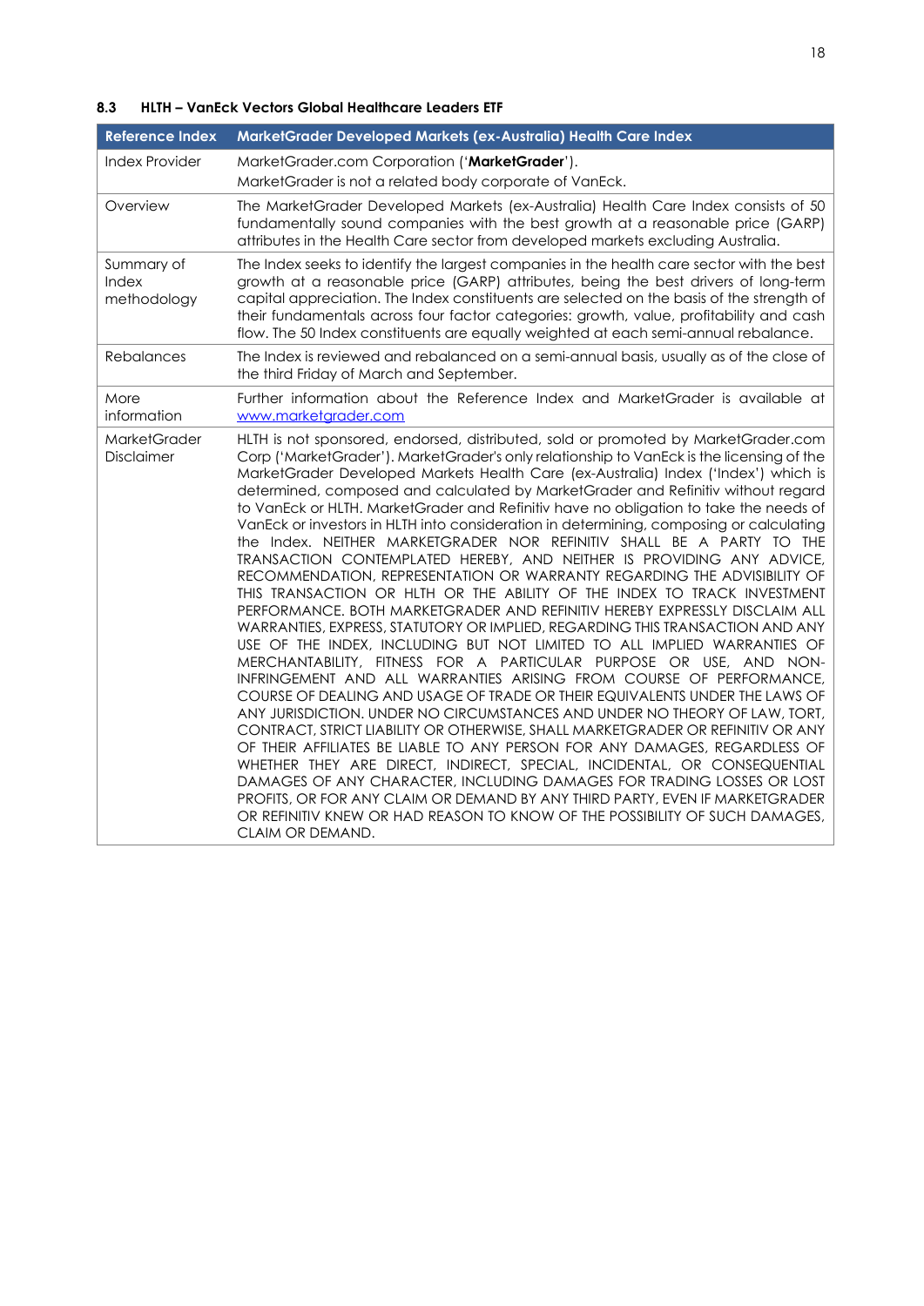### 8.3 HLTH – VanEck Vectors Global Healthcare Leaders ETF

| Reference Index | MarketGrader Developed Markets (ex-Australia) Health Care Index |
|---|---|
| Index Provider | MarketGrader.com Corporation ('**MarketGrader**').<br>MarketGrader is not a related body corporate of VanEck. |
| Overview | The MarketGrader Developed Markets (ex-Australia) Health Care Index consists of 50 fundamentally sound companies with the best growth at a reasonable price (GARP) attributes in the Health Care sector from developed markets excluding Australia. |
| Summary of Index methodology | The Index seeks to identify the largest companies in the health care sector with the best growth at a reasonable price (GARP) attributes, being the best drivers of long-term capital appreciation. The Index constituents are selected on the basis of the strength of their fundamentals across four factor categories: growth, value, profitability and cash flow. The 50 Index constituents are equally weighted at each semi-annual rebalance. |
| Rebalances | The Index is reviewed and rebalanced on a semi-annual basis, usually as of the close of the third Friday of March and September. |
| More information | Further information about the Reference Index and MarketGrader is available at [www.marketgrader.com](www.marketgrader.com) |
| MarketGrader Disclaimer | HLTH is not sponsored, endorsed, distributed, sold or promoted by MarketGrader.com Corp ('MarketGrader'). MarketGrader's only relationship to VanEck is the licensing of the MarketGrader Developed Markets Health Care (ex-Australia) Index ('Index') which is determined, composed and calculated by MarketGrader and Refinitiv without regard to VanEck or HLTH. MarketGrader and Refinitiv have no obligation to take the needs of VanEck or investors in HLTH into consideration in determining, composing or calculating the Index. NEITHER MARKETGRADER NOR REFINITIV SHALL BE A PARTY TO THE TRANSACTION CONTEMPLATED HEREBY, AND NEITHER IS PROVIDING ANY ADVICE, RECOMMENDATION, REPRESENTATION OR WARRANTY REGARDING THE ADVISIBILITY OF THIS TRANSACTION OR HLTH OR THE ABILITY OF THE INDEX TO TRACK INVESTMENT PERFORMANCE. BOTH MARKETGRADER AND REFINITIV HEREBY EXPRESSLY DISCLAIM ALL WARRANTIES, EXPRESS, STATUTORY OR IMPLIED, REGARDING THIS TRANSACTION AND ANY USE OF THE INDEX, INCLUDING BUT NOT LIMITED TO ALL IMPLIED WARRANTIES OF MERCHANTABILITY, FITNESS FOR A PARTICULAR PURPOSE OR USE, AND NON-INFRINGEMENT AND ALL WARRANTIES ARISING FROM COURSE OF PERFORMANCE, COURSE OF DEALING AND USAGE OF TRADE OR THEIR EQUIVALENTS UNDER THE LAWS OF ANY JURISDICTION. UNDER NO CIRCUMSTANCES AND UNDER NO THEORY OF LAW, TORT, CONTRACT, STRICT LIABILITY OR OTHERWISE, SHALL MARKETGRADER OR REFINITIV OR ANY OF THEIR AFFILIATES BE LIABLE TO ANY PERSON FOR ANY DAMAGES, REGARDLESS OF WHETHER THEY ARE DIRECT, INDIRECT, SPECIAL, INCIDENTAL, OR CONSEQUENTIAL DAMAGES OF ANY CHARACTER, INCLUDING DAMAGES FOR TRADING LOSSES OR LOST PROFITS, OR FOR ANY CLAIM OR DEMAND BY ANY THIRD PARTY, EVEN IF MARKETGRADER OR REFINITIV KNEW OR HAD REASON TO KNOW OF THE POSSIBILITY OF SUCH DAMAGES, CLAIM OR DEMAND. |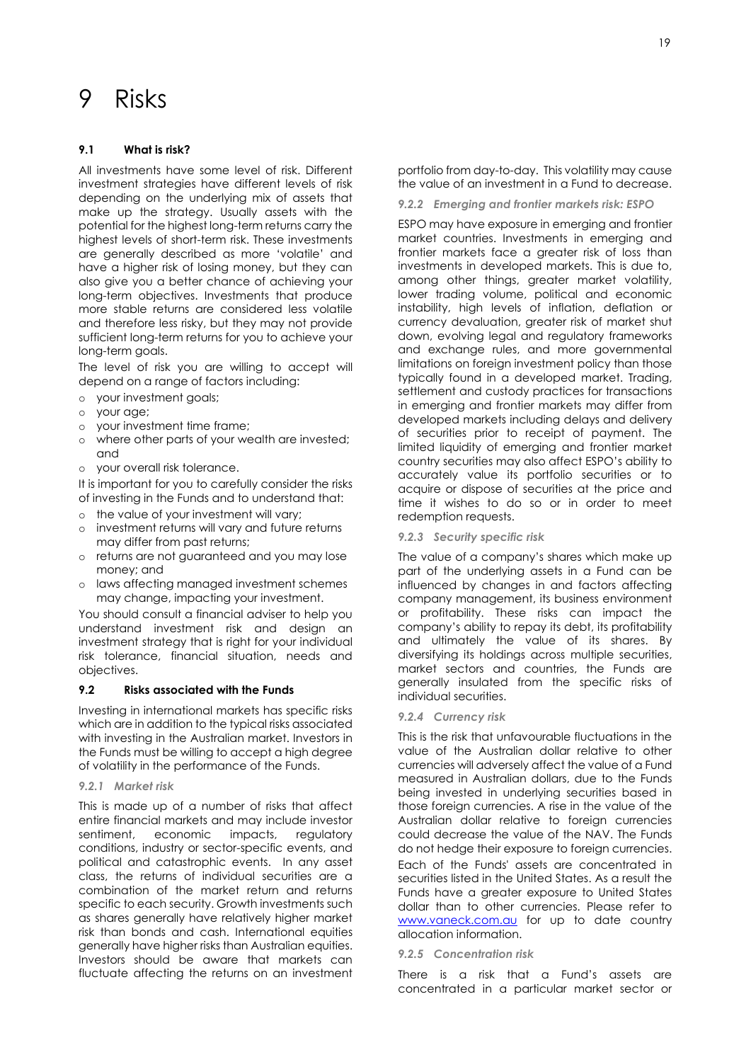# 9 Risks

### 9.1 What is risk?

All investments have some level of risk. Different investment strategies have different levels of risk depending on the underlying mix of assets that make up the strategy. Usually assets with the potential for the highest long-term returns carry the highest levels of short-term risk. These investments are generally described as more 'volatile' and have a higher risk of losing money, but they can also give you a better chance of achieving your long-term objectives. Investments that produce more stable returns are considered less volatile and therefore less risky, but they may not provide sufficient long-term returns for you to achieve your long-term goals.

The level of risk you are willing to accept will depend on a range of factors including:

- your investment goals;
- your age;
- your investment time frame;
- where other parts of your wealth are invested; and
- your overall risk tolerance.

It is important for you to carefully consider the risks of investing in the Funds and to understand that:

- the value of your investment will vary;
- investment returns will vary and future returns may differ from past returns;
- returns are not guaranteed and you may lose money; and
- laws affecting managed investment schemes may change, impacting your investment.

You should consult a financial adviser to help you understand investment risk and design an investment strategy that is right for your individual risk tolerance, financial situation, needs and objectives.

### 9.2 Risks associated with the Funds

Investing in international markets has specific risks which are in addition to the typical risks associated with investing in the Australian market. Investors in the Funds must be willing to accept a high degree of volatility in the performance of the Funds.

#### *9.2.1 Market risk*

This is made up of a number of risks that affect entire financial markets and may include investor sentiment, economic impacts, regulatory conditions, industry or sector-specific events, and political and catastrophic events. In any asset class, the returns of individual securities are a combination of the market return and returns specific to each security. Growth investments such as shares generally have relatively higher market risk than bonds and cash. International equities generally have higher risks than Australian equities. Investors should be aware that markets can fluctuate affecting the returns on an investment portfolio from day-to-day. This volatility may cause the value of an investment in a Fund to decrease.

#### *9.2.2 Emerging and frontier markets risk: ESPO*

ESPO may have exposure in emerging and frontier market countries. Investments in emerging and frontier markets face a greater risk of loss than investments in developed markets. This is due to, among other things, greater market volatility, lower trading volume, political and economic instability, high levels of inflation, deflation or currency devaluation, greater risk of market shut down, evolving legal and regulatory frameworks and exchange rules, and more governmental limitations on foreign investment policy than those typically found in a developed market. Trading, settlement and custody practices for transactions in emerging and frontier markets may differ from developed markets including delays and delivery of securities prior to receipt of payment. The limited liquidity of emerging and frontier market country securities may also affect ESPO's ability to accurately value its portfolio securities or to acquire or dispose of securities at the price and time it wishes to do so or in order to meet redemption requests.

#### *9.2.3 Security specific risk*

The value of a company's shares which make up part of the underlying assets in a Fund can be influenced by changes in and factors affecting company management, its business environment or profitability. These risks can impact the company's ability to repay its debt, its profitability and ultimately the value of its shares. By diversifying its holdings across multiple securities, market sectors and countries, the Funds are generally insulated from the specific risks of individual securities.

#### *9.2.4 Currency risk*

This is the risk that unfavourable fluctuations in the value of the Australian dollar relative to other currencies will adversely affect the value of a Fund measured in Australian dollars, due to the Funds being invested in underlying securities based in those foreign currencies. A rise in the value of the Australian dollar relative to foreign currencies could decrease the value of the NAV. The Funds do not hedge their exposure to foreign currencies.

Each of the Funds' assets are concentrated in securities listed in the United States. As a result the Funds have a greater exposure to United States dollar than to other currencies. Please refer to www.vaneck.com.au for up to date country allocation information.

#### *9.2.5 Concentration risk*

There is a risk that a Fund's assets are concentrated in a particular market sector or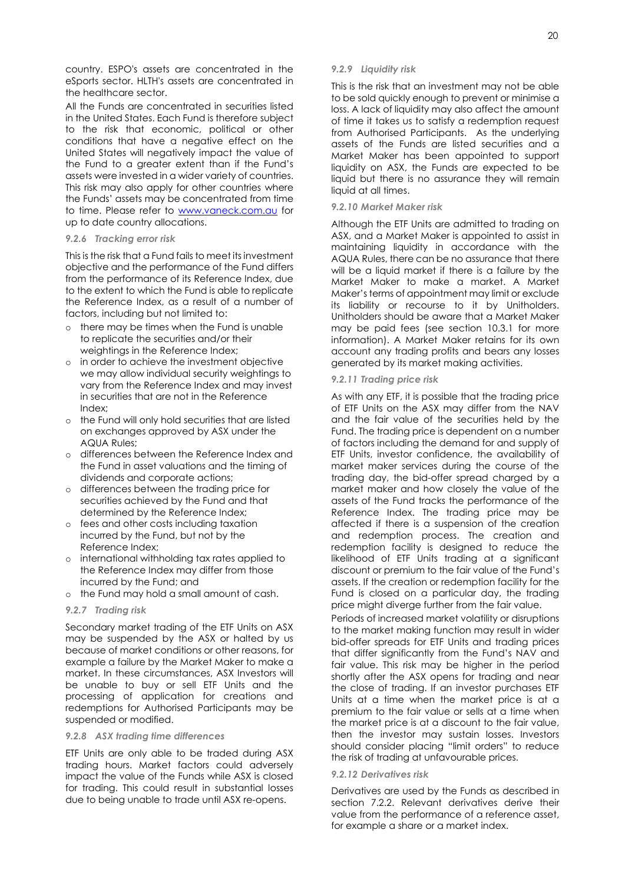country. ESPO's assets are concentrated in the eSports sector. HLTH's assets are concentrated in the healthcare sector.

All the Funds are concentrated in securities listed in the United States. Each Fund is therefore subject to the risk that economic, political or other conditions that have a negative effect on the United States will negatively impact the value of the Fund to a greater extent than if the Fund's assets were invested in a wider variety of countries. This risk may also apply for other countries where the Funds' assets may be concentrated from time to time. Please refer to www.vaneck.com.au for up to date country allocations.

#### *9.2.6 Tracking error risk*

This is the risk that a Fund fails to meet its investment objective and the performance of the Fund differs from the performance of its Reference Index, due to the extent to which the Fund is able to replicate the Reference Index, as a result of a number of factors, including but not limited to:

- there may be times when the Fund is unable to replicate the securities and/or their weightings in the Reference Index;
- in order to achieve the investment objective we may allow individual security weightings to vary from the Reference Index and may invest in securities that are not in the Reference Index;
- the Fund will only hold securities that are listed on exchanges approved by ASX under the AQUA Rules;
- differences between the Reference Index and the Fund in asset valuations and the timing of dividends and corporate actions;
- differences between the trading price for securities achieved by the Fund and that determined by the Reference Index;
- fees and other costs including taxation incurred by the Fund, but not by the Reference Index;
- international withholding tax rates applied to the Reference Index may differ from those incurred by the Fund; and
- the Fund may hold a small amount of cash.

#### *9.2.7 Trading risk*

Secondary market trading of the ETF Units on ASX may be suspended by the ASX or halted by us because of market conditions or other reasons, for example a failure by the Market Maker to make a market. In these circumstances, ASX Investors will be unable to buy or sell ETF Units and the processing of application for creations and redemptions for Authorised Participants may be suspended or modified.

#### *9.2.8 ASX trading time differences*

ETF Units are only able to be traded during ASX trading hours. Market factors could adversely impact the value of the Funds while ASX is closed for trading. This could result in substantial losses due to being unable to trade until ASX re-opens.

#### *9.2.9 Liquidity risk*

This is the risk that an investment may not be able to be sold quickly enough to prevent or minimise a loss. A lack of liquidity may also affect the amount of time it takes us to satisfy a redemption request from Authorised Participants. As the underlying assets of the Funds are listed securities and a Market Maker has been appointed to support liquidity on ASX, the Funds are expected to be liquid but there is no assurance they will remain liquid at all times.

#### *9.2.10 Market Maker risk*

Although the ETF Units are admitted to trading on ASX, and a Market Maker is appointed to assist in maintaining liquidity in accordance with the AQUA Rules, there can be no assurance that there will be a liquid market if there is a failure by the Market Maker to make a market. A Market Maker's terms of appointment may limit or exclude its liability or recourse to it by Unitholders. Unitholders should be aware that a Market Maker may be paid fees (see section 10.3.1 for more information). A Market Maker retains for its own account any trading profits and bears any losses generated by its market making activities.

#### *9.2.11 Trading price risk*

As with any ETF, it is possible that the trading price of ETF Units on the ASX may differ from the NAV and the fair value of the securities held by the Fund. The trading price is dependent on a number of factors including the demand for and supply of ETF Units, investor confidence, the availability of market maker services during the course of the trading day, the bid-offer spread charged by a market maker and how closely the value of the assets of the Fund tracks the performance of the Reference Index. The trading price may be affected if there is a suspension of the creation and redemption process. The creation and redemption facility is designed to reduce the likelihood of ETF Units trading at a significant discount or premium to the fair value of the Fund's assets. If the creation or redemption facility for the Fund is closed on a particular day, the trading price might diverge further from the fair value.

Periods of increased market volatility or disruptions to the market making function may result in wider bid-offer spreads for ETF Units and trading prices that differ significantly from the Fund's NAV and fair value. This risk may be higher in the period shortly after the ASX opens for trading and near the close of trading. If an investor purchases ETF Units at a time when the market price is at a premium to the fair value or sells at a time when the market price is at a discount to the fair value, then the investor may sustain losses. Investors should consider placing "limit orders" to reduce the risk of trading at unfavourable prices.

#### *9.2.12 Derivatives risk*

Derivatives are used by the Funds as described in section 7.2.2. Relevant derivatives derive their value from the performance of a reference asset, for example a share or a market index.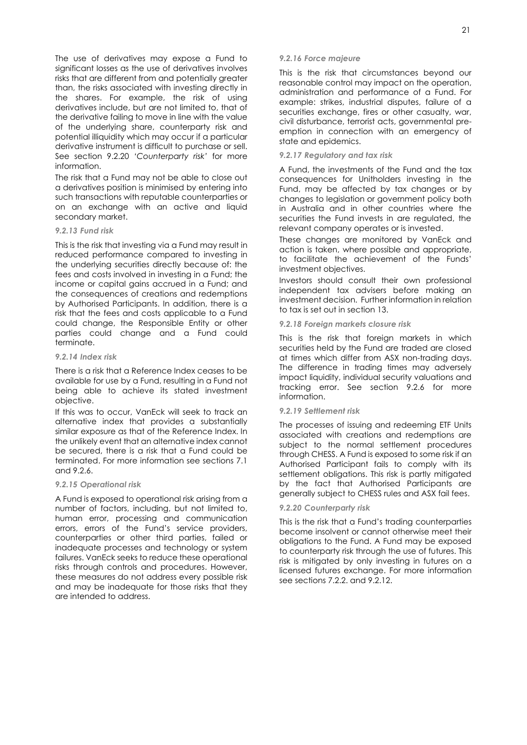The use of derivatives may expose a Fund to significant losses as the use of derivatives involves risks that are different from and potentially greater than, the risks associated with investing directly in the shares. For example, the risk of using derivatives include, but are not limited to, that of the derivative failing to move in line with the value of the underlying share, counterparty risk and potential illiquidity which may occur if a particular derivative instrument is difficult to purchase or sell. See section 9.2.20 *'Counterparty risk'* for more information.

The risk that a Fund may not be able to close out a derivatives position is minimised by entering into such transactions with reputable counterparties or on an exchange with an active and liquid secondary market.

#### *9.2.13 Fund risk*

This is the risk that investing via a Fund may result in reduced performance compared to investing in the underlying securities directly because of: the fees and costs involved in investing in a Fund; the income or capital gains accrued in a Fund; and the consequences of creations and redemptions by Authorised Participants. In addition, there is a risk that the fees and costs applicable to a Fund could change, the Responsible Entity or other parties could change and a Fund could terminate.

#### *9.2.14 Index risk*

There is a risk that a Reference Index ceases to be available for use by a Fund, resulting in a Fund not being able to achieve its stated investment objective.

If this was to occur, VanEck will seek to track an alternative index that provides a substantially similar exposure as that of the Reference Index. In the unlikely event that an alternative index cannot be secured, there is a risk that a Fund could be terminated. For more information see sections 7.1 and 9.2.6.

#### *9.2.15 Operational risk*

A Fund is exposed to operational risk arising from a number of factors, including, but not limited to, human error, processing and communication errors, errors of the Fund's service providers, counterparties or other third parties, failed or inadequate processes and technology or system failures. VanEck seeks to reduce these operational risks through controls and procedures. However, these measures do not address every possible risk and may be inadequate for those risks that they are intended to address.

#### *9.2.16 Force majeure*

This is the risk that circumstances beyond our reasonable control may impact on the operation, administration and performance of a Fund. For example: strikes, industrial disputes, failure of a securities exchange, fires or other casualty, war, civil disturbance, terrorist acts, governmental pre-emption in connection with an emergency of state and epidemics.

#### *9.2.17 Regulatory and tax risk*

A Fund, the investments of the Fund and the tax consequences for Unitholders investing in the Fund, may be affected by tax changes or by changes to legislation or government policy both in Australia and in other countries where the securities the Fund invests in are regulated, the relevant company operates or is invested.

These changes are monitored by VanEck and action is taken, where possible and appropriate, to facilitate the achievement of the Funds' investment objectives.

Investors should consult their own professional independent tax advisers before making an investment decision. Further information in relation to tax is set out in section 13.

#### *9.2.18 Foreign markets closure risk*

This is the risk that foreign markets in which securities held by the Fund are traded are closed at times which differ from ASX non-trading days. The difference in trading times may adversely impact liquidity, individual security valuations and tracking error. See section 9.2.6 for more information.

#### *9.2.19 Settlement risk*

The processes of issuing and redeeming ETF Units associated with creations and redemptions are subject to the normal settlement procedures through CHESS. A Fund is exposed to some risk if an Authorised Participant fails to comply with its settlement obligations. This risk is partly mitigated by the fact that Authorised Participants are generally subject to CHESS rules and ASX fail fees.

#### *9.2.20 Counterparty risk*

This is the risk that a Fund's trading counterparties become insolvent or cannot otherwise meet their obligations to the Fund. A Fund may be exposed to counterparty risk through the use of futures. This risk is mitigated by only investing in futures on a licensed futures exchange. For more information see sections 7.2.2. and 9.2.12.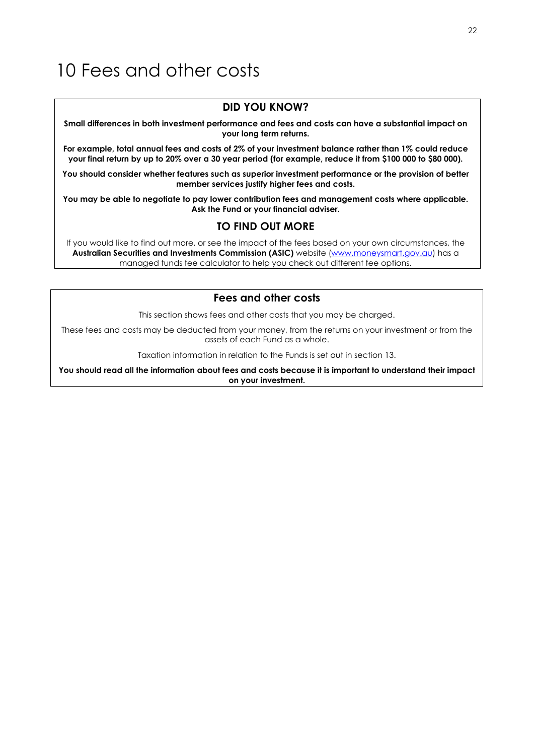# 10 Fees and other costs

## DID YOU KNOW?

**Small differences in both investment performance and fees and costs can have a substantial impact on your long term returns.**

**For example, total annual fees and costs of 2% of your investment balance rather than 1% could reduce your final return by up to 20% over a 30 year period (for example, reduce it from $100 000 to $80 000).**

**You should consider whether features such as superior investment performance or the provision of better member services justify higher fees and costs.**

**You may be able to negotiate to pay lower contribution fees and management costs where applicable. Ask the Fund or your financial adviser.**

## TO FIND OUT MORE

If you would like to find out more, or see the impact of the fees based on your own circumstances, the **Australian Securities and Investments Commission (ASIC)** website (www.moneysmart.gov.au) has a managed funds fee calculator to help you check out different fee options.

## Fees and other costs

This section shows fees and other costs that you may be charged.

These fees and costs may be deducted from your money, from the returns on your investment or from the assets of each Fund as a whole.

Taxation information in relation to the Funds is set out in section 13.

**You should read all the information about fees and costs because it is important to understand their impact on your investment.**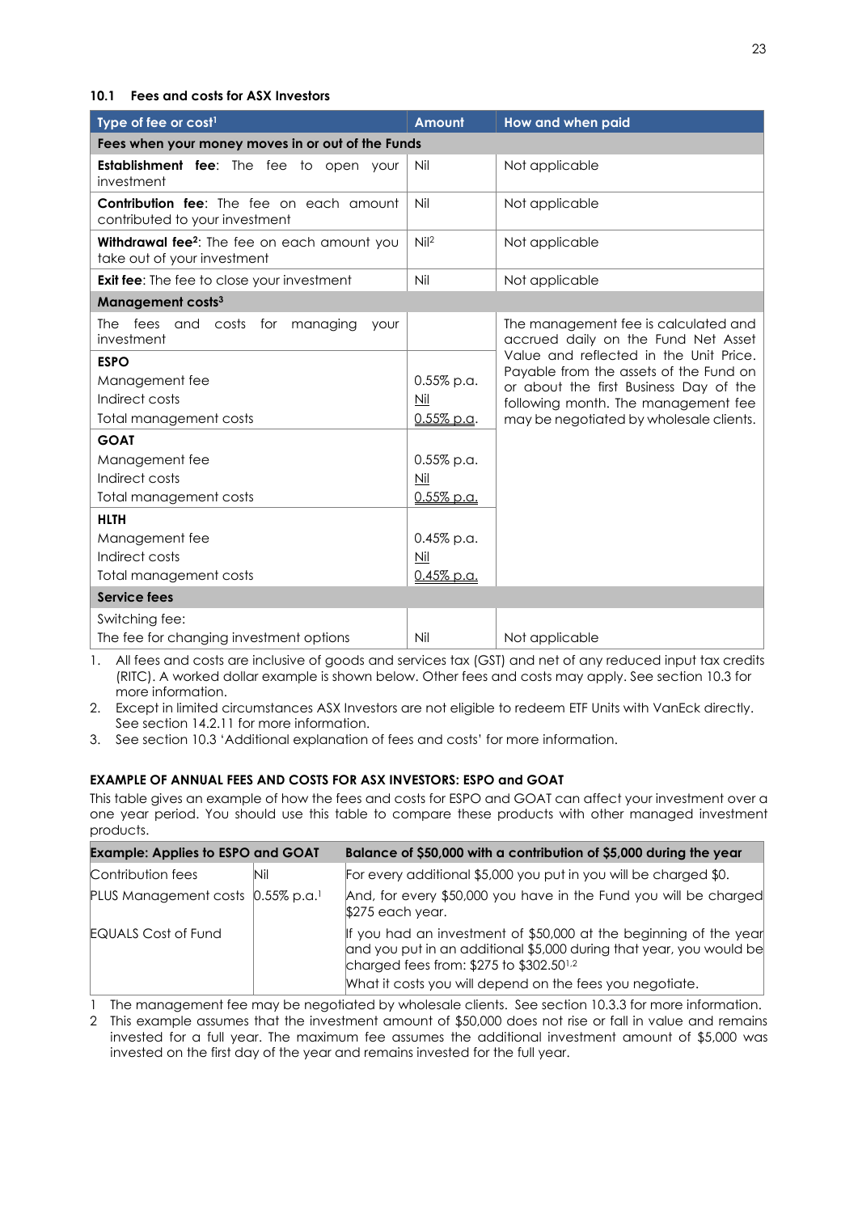### 10.1 Fees and costs for ASX Investors

| Type of fee or cost[1] | Amount | How and when paid |
|---|---|---|
| **Fees when your money moves in or out of the Funds** | | |
| **Establishment fee**: The fee to open your investment | Nil | Not applicable |
| **Contribution fee**: The fee on each amount contributed to your investment | Nil | Not applicable |
| **Withdrawal fee[2]**: The fee on each amount you take out of your investment | Nil[2] | Not applicable |
| **Exit fee**: The fee to close your investment | Nil | Not applicable |
| **Management costs[3]** | | |
| The fees and costs for managing your investment | | The management fee is calculated and accrued daily on the Fund Net Asset Value and reflected in the Unit Price. Payable from the assets of the Fund on or about the first Business Day of the following month. The management fee may be negotiated by wholesale clients. |
| **ESPO**<br>Management fee<br>Indirect costs<br>Total management costs | 0.55% p.a.<br>Nil<br>0.55% p.a. | |
| **GOAT**<br>Management fee<br>Indirect costs<br>Total management costs | 0.55% p.a.<br>Nil<br>0.55% p.a. | |
| **HLTH**<br>Management fee<br>Indirect costs<br>Total management costs | 0.45% p.a.<br>Nil<br>0.45% p.a. | |
| **Service fees** | | |
| Switching fee:<br>The fee for changing investment options | Nil | Not applicable |

1. All fees and costs are inclusive of goods and services tax (GST) and net of any reduced input tax credits (RITC). A worked dollar example is shown below. Other fees and costs may apply. See section 10.3 for more information.
2. Except in limited circumstances ASX Investors are not eligible to redeem ETF Units with VanEck directly. See section 14.2.11 for more information.
3. See section 10.3 'Additional explanation of fees and costs' for more information.

**EXAMPLE OF ANNUAL FEES AND COSTS FOR ASX INVESTORS: ESPO and GOAT**

This table gives an example of how the fees and costs for ESPO and GOAT can affect your investment over a one year period. You should use this table to compare these products with other managed investment products.

| Example: Applies to ESPO and GOAT | | Balance of $50,000 with a contribution of $5,000 during the year |
|---|---|---|
| Contribution fees | Nil | For every additional $5,000 you put in you will be charged $0. |
| PLUS Management costs | 0.55% p.a.[1] | And, for every $50,000 you have in the Fund you will be charged $275 each year. |
| EQUALS Cost of Fund | | If you had an investment of $50,000 at the beginning of the year and you put in an additional $5,000 during that year, you would be charged fees from: $275 to $302.50[1,2]<br>What it costs you will depend on the fees you negotiate. |

1 The management fee may be negotiated by wholesale clients. See section 10.3.3 for more information.
2 This example assumes that the investment amount of $50,000 does not rise or fall in value and remains invested for a full year. The maximum fee assumes the additional investment amount of $5,000 was invested on the first day of the year and remains invested for the full year.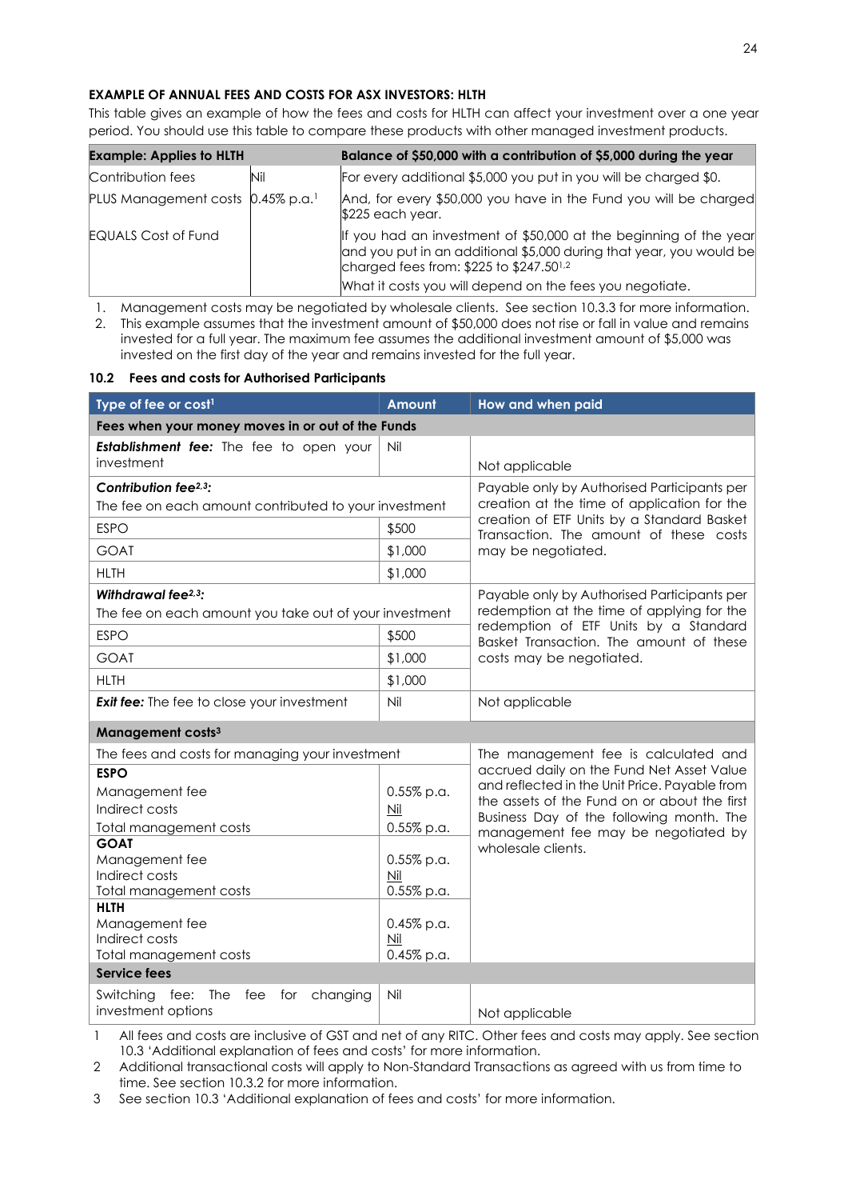**EXAMPLE OF ANNUAL FEES AND COSTS FOR ASX INVESTORS: HLTH**

This table gives an example of how the fees and costs for HLTH can affect your investment over a one year period. You should use this table to compare these products with other managed investment products.

| Example: Applies to HLTH | | Balance of $50,000 with a contribution of $5,000 during the year |
|---|---|---|
| Contribution fees | Nil | For every additional $5,000 you put in you will be charged $0. |
| PLUS Management costs | 0.45% p.a.[1] | And, for every $50,000 you have in the Fund you will be charged $225 each year. |
| EQUALS Cost of Fund | | If you had an investment of $50,000 at the beginning of the year and you put in an additional $5,000 during that year, you would be charged fees from: $225 to $247.50[1,2]<br>What it costs you will depend on the fees you negotiate. |

1. Management costs may be negotiated by wholesale clients. See section 10.3.3 for more information.
2. This example assumes that the investment amount of $50,000 does not rise or fall in value and remains invested for a full year. The maximum fee assumes the additional investment amount of $5,000 was invested on the first day of the year and remains invested for the full year.

### 10.2 Fees and costs for Authorised Participants

| Type of fee or cost[1] | Amount | How and when paid |
|---|---|---|
| **Fees when your money moves in or out of the Funds** | | |
| ***Establishment fee:*** The fee to open your investment | Nil | Not applicable |
| ***Contribution fee[2,3]:*** The fee on each amount contributed to your investment | | Payable only by Authorised Participants per creation at the time of application for the creation of ETF Units by a Standard Basket Transaction. The amount of these costs may be negotiated. |
| ESPO | $500 | |
| GOAT | $1,000 | |
| HLTH | $1,000 | |
| ***Withdrawal fee[2,3]:*** The fee on each amount you take out of your investment | | Payable only by Authorised Participants per redemption at the time of applying for the redemption of ETF Units by a Standard Basket Transaction. The amount of these costs may be negotiated. |
| ESPO | $500 | |
| GOAT | $1,000 | |
| HLTH | $1,000 | |
| ***Exit fee:*** The fee to close your investment | Nil | Not applicable |
| **Management costs[3]** | | |
| The fees and costs for managing your investment | | The management fee is calculated and accrued daily on the Fund Net Asset Value and reflected in the Unit Price. Payable from the assets of the Fund on or about the first Business Day of the following month. The management fee may be negotiated by wholesale clients. |
| **ESPO**<br>Management fee<br>Indirect costs<br>Total management costs | <br>0.55% p.a.<br>Nil<br>0.55% p.a. | |
| **GOAT**<br>Management fee<br>Indirect costs<br>Total management costs | <br>0.55% p.a.<br>Nil<br>0.55% p.a. | |
| **HLTH**<br>Management fee<br>Indirect costs<br>Total management costs | <br>0.45% p.a.<br>Nil<br>0.45% p.a. | |
| **Service fees** | | |
| Switching fee: The fee for changing investment options | Nil | Not applicable |

1 All fees and costs are inclusive of GST and net of any RITC. Other fees and costs may apply. See section 10.3 'Additional explanation of fees and costs' for more information.
2 Additional transactional costs will apply to Non-Standard Transactions as agreed with us from time to time. See section 10.3.2 for more information.
3 See section 10.3 'Additional explanation of fees and costs' for more information.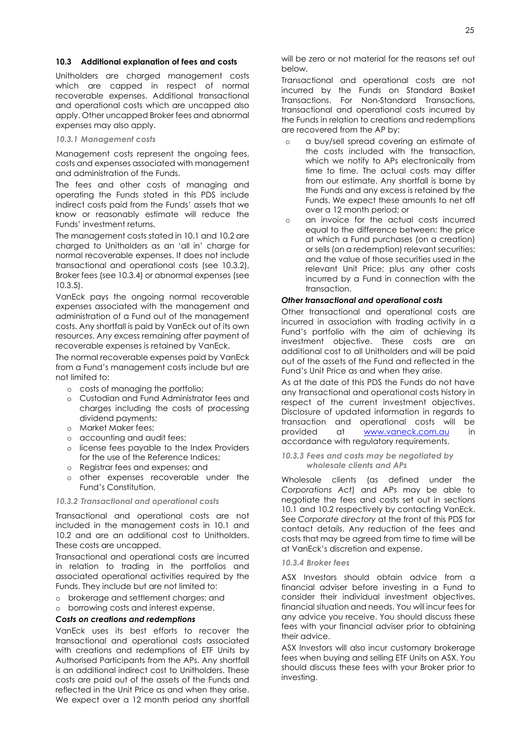### 10.3 Additional explanation of fees and costs

Unitholders are charged management costs which are capped in respect of normal recoverable expenses. Additional transactional and operational costs which are uncapped also apply. Other uncapped Broker fees and abnormal expenses may also apply.

#### *10.3.1 Management costs*

Management costs represent the ongoing fees, costs and expenses associated with management and administration of the Funds.

The fees and other costs of managing and operating the Funds stated in this PDS include indirect costs paid from the Funds' assets that we know or reasonably estimate will reduce the Funds' investment returns.

The management costs stated in 10.1 and 10.2 are charged to Unitholders as an 'all in' charge for normal recoverable expenses. It does not include transactional and operational costs (see 10.3.2), Broker fees (see 10.3.4) or abnormal expenses (see 10.3.5).

VanEck pays the ongoing normal recoverable expenses associated with the management and administration of a Fund out of the management costs. Any shortfall is paid by VanEck out of its own resources. Any excess remaining after payment of recoverable expenses is retained by VanEck.

The normal recoverable expenses paid by VanEck from a Fund's management costs include but are not limited to:

- costs of managing the portfolio;
- Custodian and Fund Administrator fees and charges including the costs of processing dividend payments;
- Market Maker fees;
- accounting and audit fees;
- license fees payable to the Index Providers for the use of the Reference Indices;
- Registrar fees and expenses; and
- other expenses recoverable under the Fund's Constitution.

#### *10.3.2 Transactional and operational costs*

Transactional and operational costs are not included in the management costs in 10.1 and 10.2 and are an additional cost to Unitholders. These costs are uncapped.

Transactional and operational costs are incurred in relation to trading in the portfolios and associated operational activities required by the Funds. They include but are not limited to:

- brokerage and settlement charges; and
- borrowing costs and interest expense.

***Costs on creations and redemptions***

VanEck uses its best efforts to recover the transactional and operational costs associated with creations and redemptions of ETF Units by Authorised Participants from the APs. Any shortfall is an additional indirect cost to Unitholders. These costs are paid out of the assets of the Funds and reflected in the Unit Price as and when they arise. We expect over a 12 month period any shortfall will be zero or not material for the reasons set out below.

Transactional and operational costs are not incurred by the Funds on Standard Basket Transactions. For Non-Standard Transactions, transactional and operational costs incurred by the Funds in relation to creations and redemptions are recovered from the AP by:

- a buy/sell spread covering an estimate of the costs included with the transaction, which we notify to APs electronically from time to time. The actual costs may differ from our estimate. Any shortfall is borne by the Funds and any excess is retained by the Funds. We expect these amounts to net off over a 12 month period; or
- an invoice for the actual costs incurred equal to the difference between: the price at which a Fund purchases (on a creation) or sells (on a redemption) relevant securities; and the value of those securities used in the relevant Unit Price; plus any other costs incurred by a Fund in connection with the transaction.

***Other transactional and operational costs***

Other transactional and operational costs are incurred in association with trading activity in a Fund's portfolio with the aim of achieving its investment objective. These costs are an additional cost to all Unitholders and will be paid out of the assets of the Fund and reflected in the Fund's Unit Price as and when they arise.

As at the date of this PDS the Funds do not have any transactional and operational costs history in respect of the current investment objectives. Disclosure of updated information in regards to transaction and operational costs will be provided at [www.vaneck.com.au](http://www.vaneck.com.au) in accordance with regulatory requirements.

#### *10.3.3 Fees and costs may be negotiated by wholesale clients and APs*

Wholesale clients (as defined under the *Corporations Act*) and APs may be able to negotiate the fees and costs set out in sections 10.1 and 10.2 respectively by contacting VanEck. See *Corporate directory* at the front of this PDS for contact details. Any reduction of the fees and costs that may be agreed from time to time will be at VanEck's discretion and expense.

#### *10.3.4 Broker fees*

ASX Investors should obtain advice from a financial adviser before investing in a Fund to consider their individual investment objectives, financial situation and needs. You will incur fees for any advice you receive. You should discuss these fees with your financial adviser prior to obtaining their advice.

ASX Investors will also incur customary brokerage fees when buying and selling ETF Units on ASX. You should discuss these fees with your Broker prior to investing.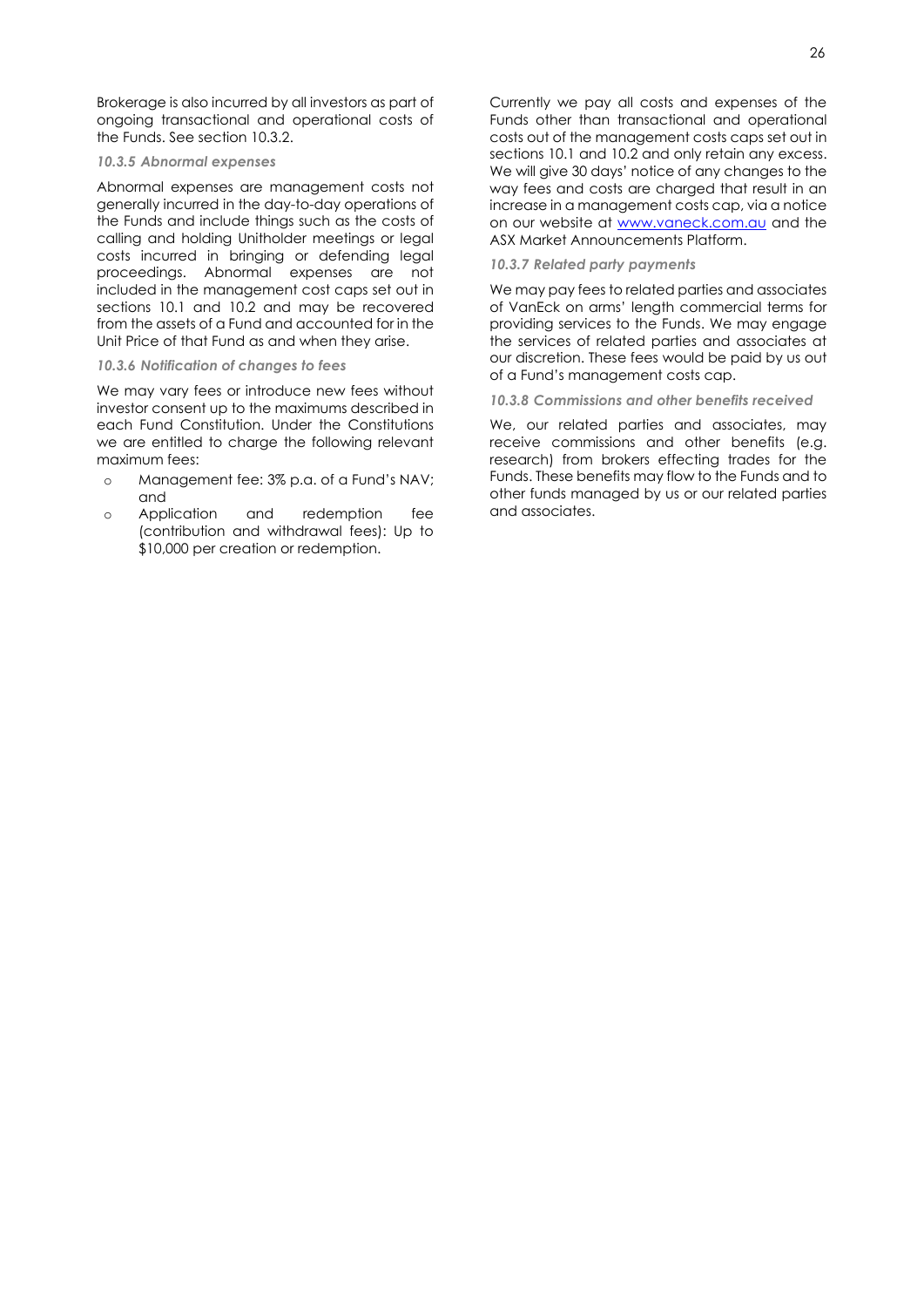Brokerage is also incurred by all investors as part of ongoing transactional and operational costs of the Funds. See section 10.3.2.

#### *10.3.5 Abnormal expenses*

Abnormal expenses are management costs not generally incurred in the day-to-day operations of the Funds and include things such as the costs of calling and holding Unitholder meetings or legal costs incurred in bringing or defending legal proceedings. Abnormal expenses are not included in the management cost caps set out in sections 10.1 and 10.2 and may be recovered from the assets of a Fund and accounted for in the Unit Price of that Fund as and when they arise.

#### *10.3.6 Notification of changes to fees*

We may vary fees or introduce new fees without investor consent up to the maximums described in each Fund Constitution. Under the Constitutions we are entitled to charge the following relevant maximum fees:

- Management fee: 3% p.a. of a Fund's NAV; and
- Application and redemption fee (contribution and withdrawal fees): Up to $10,000 per creation or redemption.

Currently we pay all costs and expenses of the Funds other than transactional and operational costs out of the management costs caps set out in sections 10.1 and 10.2 and only retain any excess. We will give 30 days' notice of any changes to the way fees and costs are charged that result in an increase in a management costs cap, via a notice on our website at www.vaneck.com.au and the ASX Market Announcements Platform.

#### *10.3.7 Related party payments*

We may pay fees to related parties and associates of VanEck on arms' length commercial terms for providing services to the Funds. We may engage the services of related parties and associates at our discretion. These fees would be paid by us out of a Fund's management costs cap.

#### *10.3.8 Commissions and other benefits received*

We, our related parties and associates, may receive commissions and other benefits (e.g. research) from brokers effecting trades for the Funds. These benefits may flow to the Funds and to other funds managed by us or our related parties and associates.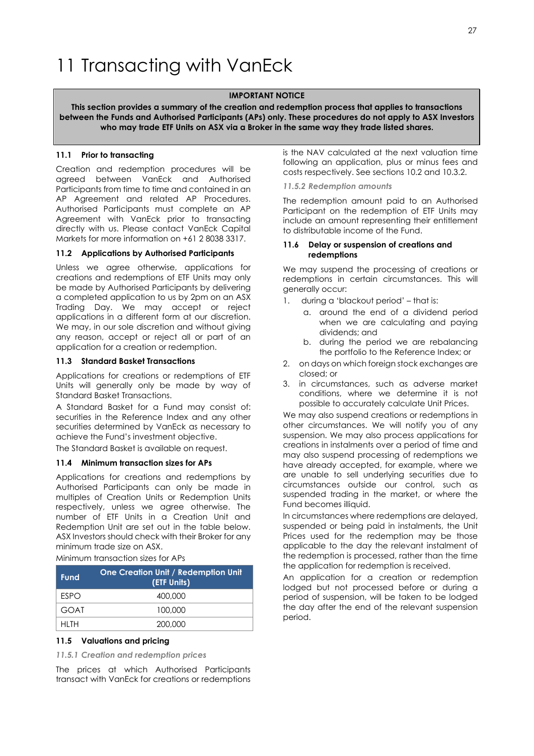# 11 Transacting with VanEck

> **IMPORTANT NOTICE**
>
> **This section provides a summary of the creation and redemption process that applies to transactions between the Funds and Authorised Participants (APs) only. These procedures do not apply to ASX Investors who may trade ETF Units on ASX via a Broker in the same way they trade listed shares.**

### 11.1 Prior to transacting

Creation and redemption procedures will be agreed between VanEck and Authorised Participants from time to time and contained in an AP Agreement and related AP Procedures. Authorised Participants must complete an AP Agreement with VanEck prior to transacting directly with us. Please contact VanEck Capital Markets for more information on +61 2 8038 3317.

### 11.2 Applications by Authorised Participants

Unless we agree otherwise, applications for creations and redemptions of ETF Units may only be made by Authorised Participants by delivering a completed application to us by 2pm on an ASX Trading Day. We may accept or reject applications in a different form at our discretion. We may, in our sole discretion and without giving any reason, accept or reject all or part of an application for a creation or redemption.

### 11.3 Standard Basket Transactions

Applications for creations or redemptions of ETF Units will generally only be made by way of Standard Basket Transactions.

A Standard Basket for a Fund may consist of: securities in the Reference Index and any other securities determined by VanEck as necessary to achieve the Fund's investment objective.

The Standard Basket is available on request.

### 11.4 Minimum transaction sizes for APs

Applications for creations and redemptions by Authorised Participants can only be made in multiples of Creation Units or Redemption Units respectively, unless we agree otherwise. The number of ETF Units in a Creation Unit and Redemption Unit are set out in the table below. ASX Investors should check with their Broker for any minimum trade size on ASX.

Minimum transaction sizes for APs

| Fund | One Creation Unit / Redemption Unit (ETF Units) |
|---|---|
| ESPO | 400,000 |
| GOAT | 100,000 |
| HLTH | 200,000 |

### 11.5 Valuations and pricing

#### *11.5.1 Creation and redemption prices*

The prices at which Authorised Participants transact with VanEck for creations or redemptions is the NAV calculated at the next valuation time following an application, plus or minus fees and costs respectively. See sections 10.2 and 10.3.2.

#### *11.5.2 Redemption amounts*

The redemption amount paid to an Authorised Participant on the redemption of ETF Units may include an amount representing their entitlement to distributable income of the Fund.

### 11.6 Delay or suspension of creations and redemptions

We may suspend the processing of creations or redemptions in certain circumstances. This will generally occur:

1. during a 'blackout period' – that is:
   a. around the end of a dividend period when we are calculating and paying dividends; and
   b. during the period we are rebalancing the portfolio to the Reference Index; or
2. on days on which foreign stock exchanges are closed; or
3. in circumstances, such as adverse market conditions, where we determine it is not possible to accurately calculate Unit Prices.

We may also suspend creations or redemptions in other circumstances. We will notify you of any suspension. We may also process applications for creations in instalments over a period of time and may also suspend processing of redemptions we have already accepted, for example, where we are unable to sell underlying securities due to circumstances outside our control, such as suspended trading in the market, or where the Fund becomes illiquid.

In circumstances where redemptions are delayed, suspended or being paid in instalments, the Unit Prices used for the redemption may be those applicable to the day the relevant instalment of the redemption is processed, rather than the time the application for redemption is received.

An application for a creation or redemption lodged but not processed before or during a period of suspension, will be taken to be lodged the day after the end of the relevant suspension period.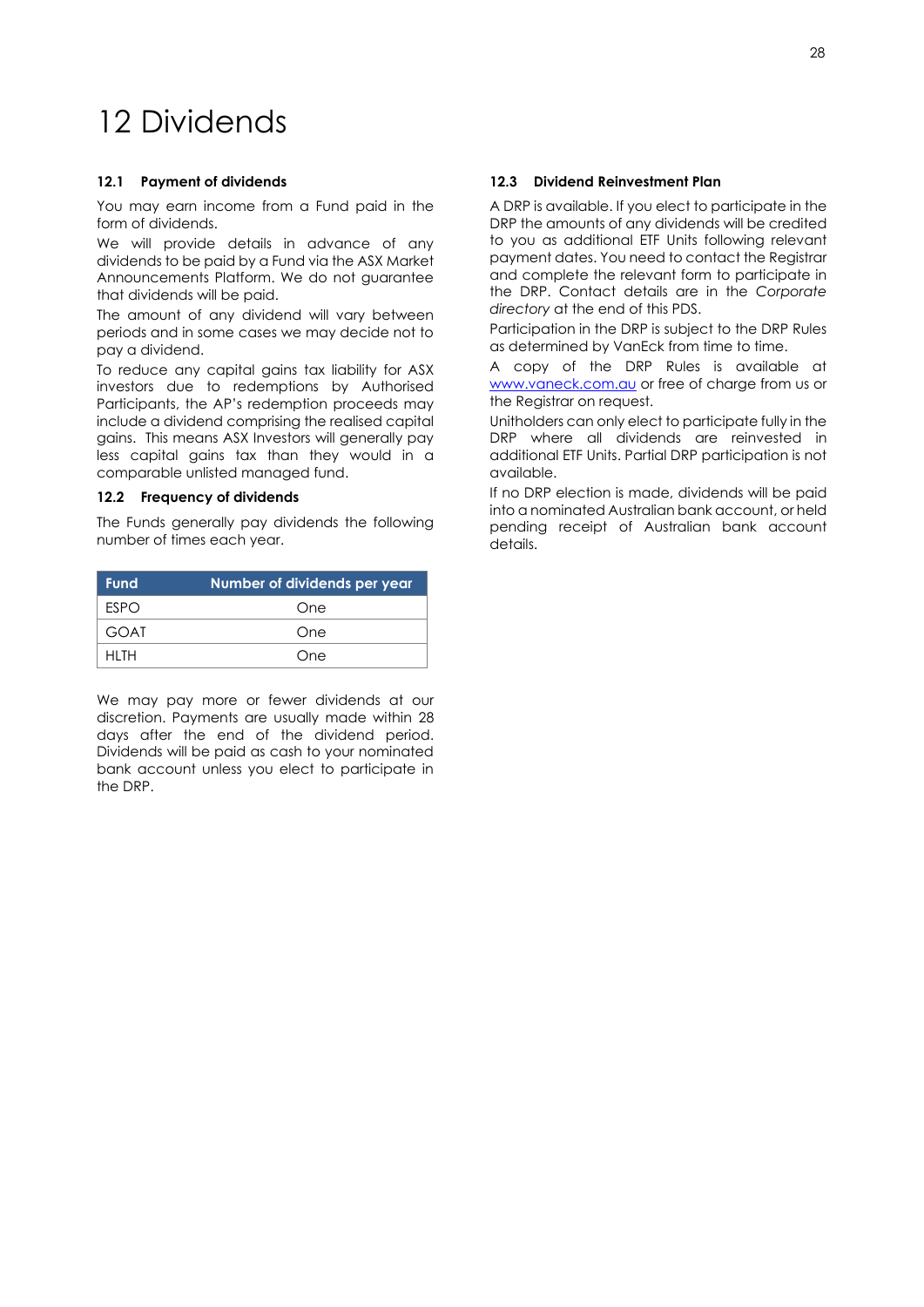# 12 Dividends

### 12.1 Payment of dividends

You may earn income from a Fund paid in the form of dividends.

We will provide details in advance of any dividends to be paid by a Fund via the ASX Market Announcements Platform. We do not guarantee that dividends will be paid.

The amount of any dividend will vary between periods and in some cases we may decide not to pay a dividend.

To reduce any capital gains tax liability for ASX investors due to redemptions by Authorised Participants, the AP's redemption proceeds may include a dividend comprising the realised capital gains. This means ASX Investors will generally pay less capital gains tax than they would in a comparable unlisted managed fund.

### 12.2 Frequency of dividends

The Funds generally pay dividends the following number of times each year.

| Fund | Number of dividends per year |
|---|---|
| ESPO | One |
| GOAT | One |
| HLTH | One |

We may pay more or fewer dividends at our discretion. Payments are usually made within 28 days after the end of the dividend period. Dividends will be paid as cash to your nominated bank account unless you elect to participate in the DRP.

### 12.3 Dividend Reinvestment Plan

A DRP is available. If you elect to participate in the DRP the amounts of any dividends will be credited to you as additional ETF Units following relevant payment dates. You need to contact the Registrar and complete the relevant form to participate in the DRP. Contact details are in the *Corporate directory* at the end of this PDS.

Participation in the DRP is subject to the DRP Rules as determined by VanEck from time to time.

A copy of the DRP Rules is available at www.vaneck.com.au or free of charge from us or the Registrar on request.

Unitholders can only elect to participate fully in the DRP where all dividends are reinvested in additional ETF Units. Partial DRP participation is not available.

If no DRP election is made, dividends will be paid into a nominated Australian bank account, or held pending receipt of Australian bank account details.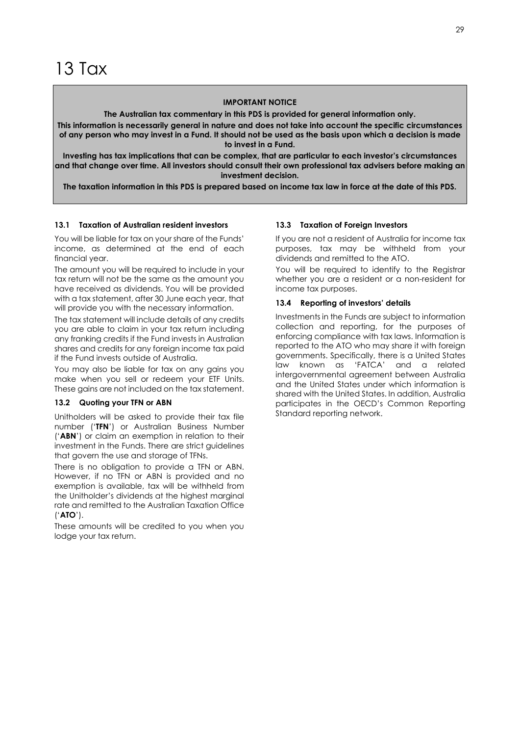# 13 Tax

**IMPORTANT NOTICE**

**The Australian tax commentary in this PDS is provided for general information only.**

**This information is necessarily general in nature and does not take into account the specific circumstances of any person who may invest in a Fund. It should not be used as the basis upon which a decision is made to invest in a Fund.**

**Investing has tax implications that can be complex, that are particular to each investor's circumstances and that change over time. All investors should consult their own professional tax advisers before making an investment decision.**

**The taxation information in this PDS is prepared based on income tax law in force at the date of this PDS.**

### 13.1 Taxation of Australian resident investors

You will be liable for tax on your share of the Funds' income, as determined at the end of each financial year.

The amount you will be required to include in your tax return will not be the same as the amount you have received as dividends. You will be provided with a tax statement, after 30 June each year, that will provide you with the necessary information.

The tax statement will include details of any credits you are able to claim in your tax return including any franking credits if the Fund invests in Australian shares and credits for any foreign income tax paid if the Fund invests outside of Australia.

You may also be liable for tax on any gains you make when you sell or redeem your ETF Units. These gains are not included on the tax statement.

### 13.2 Quoting your TFN or ABN

Unitholders will be asked to provide their tax file number ('**TFN**') or Australian Business Number ('**ABN**') or claim an exemption in relation to their investment in the Funds. There are strict guidelines that govern the use and storage of TFNs.

There is no obligation to provide a TFN or ABN. However, if no TFN or ABN is provided and no exemption is available, tax will be withheld from the Unitholder's dividends at the highest marginal rate and remitted to the Australian Taxation Office ('**ATO**').

These amounts will be credited to you when you lodge your tax return.

### 13.3 Taxation of Foreign Investors

If you are not a resident of Australia for income tax purposes, tax may be withheld from your dividends and remitted to the ATO.

You will be required to identify to the Registrar whether you are a resident or a non-resident for income tax purposes.

### 13.4 Reporting of investors' details

Investments in the Funds are subject to information collection and reporting, for the purposes of enforcing compliance with tax laws. Information is reported to the ATO who may share it with foreign governments. Specifically, there is a United States law known as 'FATCA' and a related intergovernmental agreement between Australia and the United States under which information is shared with the United States. In addition, Australia participates in the OECD's Common Reporting Standard reporting network.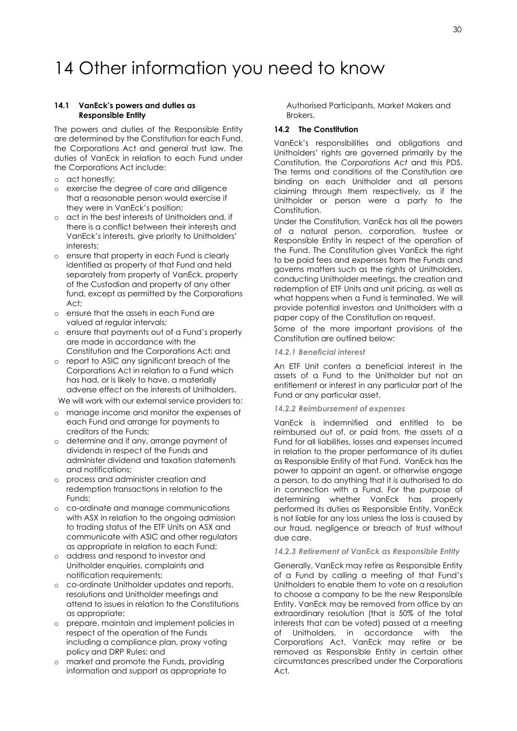# 14 Other information you need to know

### 14.1 VanEck's powers and duties as Responsible Entity

The powers and duties of the Responsible Entity are determined by the Constitution for each Fund, the Corporations Act and general trust law. The duties of VanEck in relation to each Fund under the Corporations Act include:

- act honestly;
- exercise the degree of care and diligence that a reasonable person would exercise if they were in VanEck's position;
- act in the best interests of Unitholders and, if there is a conflict between their interests and VanEck's interests, give priority to Unitholders' interests;
- ensure that property in each Fund is clearly identified as property of that Fund and held separately from property of VanEck, property of the Custodian and property of any other fund, except as permitted by the Corporations Act;
- ensure that the assets in each Fund are valued at regular intervals;
- ensure that payments out of a Fund's property are made in accordance with the Constitution and the Corporations Act; and
- report to ASIC any significant breach of the Corporations Act in relation to a Fund which has had, or is likely to have, a materially adverse effect on the interests of Unitholders.

We will work with our external service providers to:

- manage income and monitor the expenses of each Fund and arrange for payments to creditors of the Funds;
- determine and if any, arrange payment of dividends in respect of the Funds and administer dividend and taxation statements and notifications;
- process and administer creation and redemption transactions in relation to the Funds;
- co-ordinate and manage communications with ASX in relation to the ongoing admission to trading status of the ETF Units on ASX and communicate with ASIC and other regulators as appropriate in relation to each Fund;
- address and respond to investor and Unitholder enquiries, complaints and notification requirements;
- co-ordinate Unitholder updates and reports, resolutions and Unitholder meetings and attend to issues in relation to the Constitutions as appropriate;
- prepare, maintain and implement policies in respect of the operation of the Funds including a compliance plan, proxy voting policy and DRP Rules; and
- market and promote the Funds, providing information and support as appropriate to Authorised Participants, Market Makers and Brokers.

### 14.2 The Constitution

VanEck's responsibilities and obligations and Unitholders' rights are governed primarily by the Constitution, the *Corporations Act* and this PDS. The terms and conditions of the Constitution are binding on each Unitholder and all persons claiming through them respectively, as if the Unitholder or person were a party to the Constitution.

Under the Constitution, VanEck has all the powers of a natural person, corporation, trustee or Responsible Entity in respect of the operation of the Fund. The Constitution gives VanEck the right to be paid fees and expenses from the Funds and governs matters such as the rights of Unitholders, conducting Unitholder meetings, the creation and redemption of ETF Units and unit pricing, as well as what happens when a Fund is terminated. We will provide potential investors and Unitholders with a paper copy of the Constitution on request.

Some of the more important provisions of the Constitution are outlined below:

#### *14.2.1 Beneficial interest*

An ETF Unit confers a beneficial interest in the assets of a Fund to the Unitholder but not an entitlement or interest in any particular part of the Fund or any particular asset.

#### *14.2.2 Reimbursement of expenses*

VanEck is indemnified and entitled to be reimbursed out of, or paid from, the assets of a Fund for all liabilities, losses and expenses incurred in relation to the proper performance of its duties as Responsible Entity of that Fund. VanEck has the power to appoint an agent, or otherwise engage a person, to do anything that it is authorised to do in connection with a Fund. For the purpose of determining whether VanEck has properly performed its duties as Responsible Entity, VanEck is not liable for any loss unless the loss is caused by our fraud, negligence or breach of trust without due care.

#### *14.2.3 Retirement of VanEck as Responsible Entity*

Generally, VanEck may retire as Responsible Entity of a Fund by calling a meeting of that Fund's Unitholders to enable them to vote on a resolution to choose a company to be the new Responsible Entity. VanEck may be removed from office by an extraordinary resolution (that is 50% of the total interests that can be voted) passed at a meeting of Unitholders, in accordance with the Corporations Act. VanEck may retire or be removed as Responsible Entity in certain other circumstances prescribed under the Corporations Act.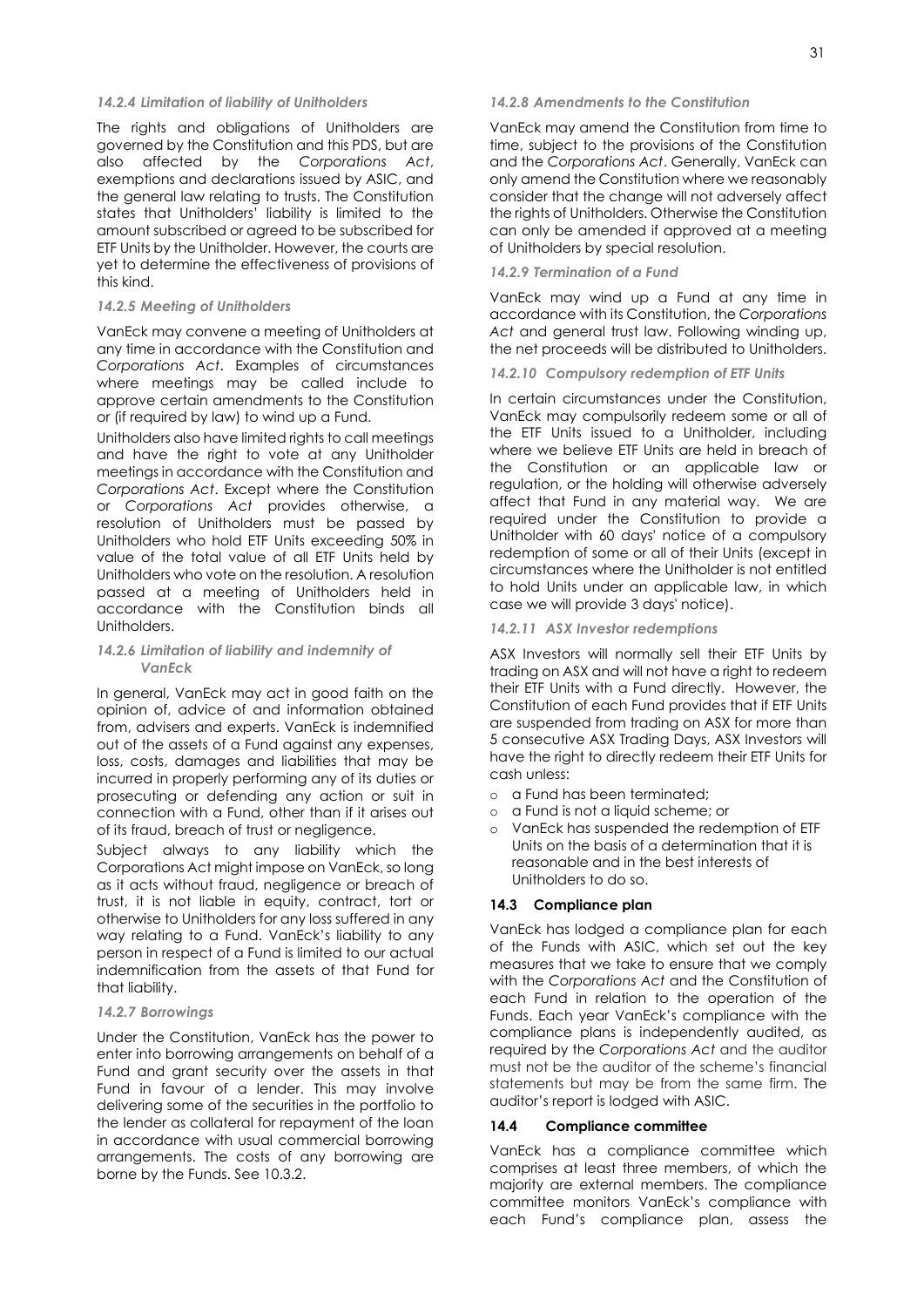#### *14.2.4 Limitation of liability of Unitholders*

The rights and obligations of Unitholders are governed by the Constitution and this PDS, but are also affected by the *Corporations Act*, exemptions and declarations issued by ASIC, and the general law relating to trusts. The Constitution states that Unitholders' liability is limited to the amount subscribed or agreed to be subscribed for ETF Units by the Unitholder. However, the courts are yet to determine the effectiveness of provisions of this kind.

#### *14.2.5 Meeting of Unitholders*

VanEck may convene a meeting of Unitholders at any time in accordance with the Constitution and *Corporations Act*. Examples of circumstances where meetings may be called include to approve certain amendments to the Constitution or (if required by law) to wind up a Fund.

Unitholders also have limited rights to call meetings and have the right to vote at any Unitholder meetings in accordance with the Constitution and *Corporations Act*. Except where the Constitution or *Corporations Act* provides otherwise, a resolution of Unitholders must be passed by Unitholders who hold ETF Units exceeding 50% in value of the total value of all ETF Units held by Unitholders who vote on the resolution. A resolution passed at a meeting of Unitholders held in accordance with the Constitution binds all Unitholders.

#### *14.2.6 Limitation of liability and indemnity of VanEck*

In general, VanEck may act in good faith on the opinion of, advice of and information obtained from, advisers and experts. VanEck is indemnified out of the assets of a Fund against any expenses, loss, costs, damages and liabilities that may be incurred in properly performing any of its duties or prosecuting or defending any action or suit in connection with a Fund, other than if it arises out of its fraud, breach of trust or negligence.

Subject always to any liability which the Corporations Act might impose on VanEck, so long as it acts without fraud, negligence or breach of trust, it is not liable in equity, contract, tort or otherwise to Unitholders for any loss suffered in any way relating to a Fund. VanEck's liability to any person in respect of a Fund is limited to our actual indemnification from the assets of that Fund for that liability.

#### *14.2.7 Borrowings*

Under the Constitution, VanEck has the power to enter into borrowing arrangements on behalf of a Fund and grant security over the assets in that Fund in favour of a lender. This may involve delivering some of the securities in the portfolio to the lender as collateral for repayment of the loan in accordance with usual commercial borrowing arrangements. The costs of any borrowing are borne by the Funds. See 10.3.2.

#### *14.2.8 Amendments to the Constitution*

VanEck may amend the Constitution from time to time, subject to the provisions of the Constitution and the *Corporations Act*. Generally, VanEck can only amend the Constitution where we reasonably consider that the change will not adversely affect the rights of Unitholders. Otherwise the Constitution can only be amended if approved at a meeting of Unitholders by special resolution.

#### *14.2.9 Termination of a Fund*

VanEck may wind up a Fund at any time in accordance with its Constitution, the *Corporations Act* and general trust law. Following winding up, the net proceeds will be distributed to Unitholders.

#### *14.2.10 Compulsory redemption of ETF Units*

In certain circumstances under the Constitution, VanEck may compulsorily redeem some or all of the ETF Units issued to a Unitholder, including where we believe ETF Units are held in breach of the Constitution or an applicable law or regulation, or the holding will otherwise adversely affect that Fund in any material way. We are required under the Constitution to provide a Unitholder with 60 days' notice of a compulsory redemption of some or all of their Units (except in circumstances where the Unitholder is not entitled to hold Units under an applicable law, in which case we will provide 3 days' notice).

#### *14.2.11 ASX Investor redemptions*

ASX Investors will normally sell their ETF Units by trading on ASX and will not have a right to redeem their ETF Units with a Fund directly. However, the Constitution of each Fund provides that if ETF Units are suspended from trading on ASX for more than 5 consecutive ASX Trading Days, ASX Investors will have the right to directly redeem their ETF Units for cash unless:

- a Fund has been terminated;
- a Fund is not a liquid scheme; or
- VanEck has suspended the redemption of ETF Units on the basis of a determination that it is reasonable and in the best interests of Unitholders to do so.

### 14.3 Compliance plan

VanEck has lodged a compliance plan for each of the Funds with ASIC, which set out the key measures that we take to ensure that we comply with the *Corporations Act* and the Constitution of each Fund in relation to the operation of the Funds. Each year VanEck's compliance with the compliance plans is independently audited, as required by the *Corporations Act* and the auditor must not be the auditor of the scheme's financial statements but may be from the same firm. The auditor's report is lodged with ASIC.

### 14.4 Compliance committee

VanEck has a compliance committee which comprises at least three members, of which the majority are external members. The compliance committee monitors VanEck's compliance with each Fund's compliance plan, assess the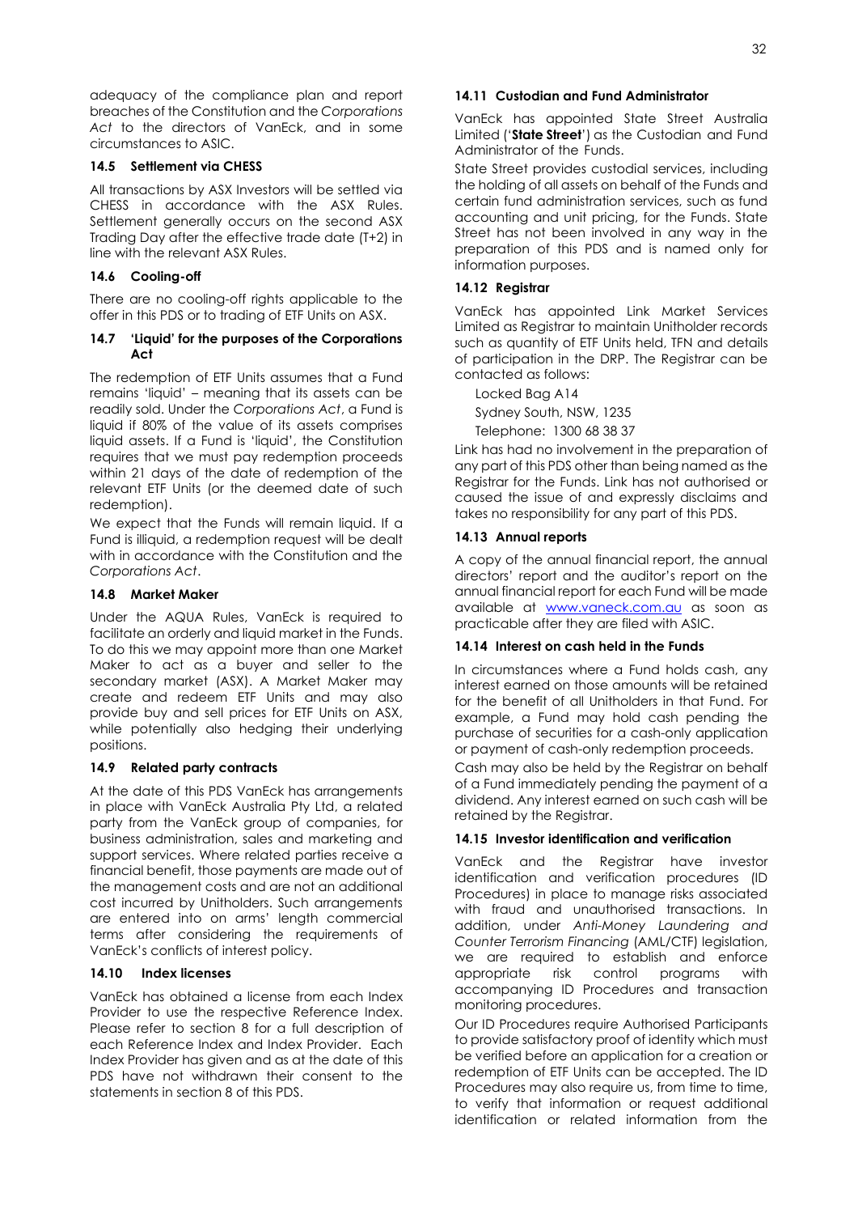adequacy of the compliance plan and report breaches of the Constitution and the *Corporations Act* to the directors of VanEck, and in some circumstances to ASIC.

### 14.5 Settlement via CHESS

All transactions by ASX Investors will be settled via CHESS in accordance with the ASX Rules. Settlement generally occurs on the second ASX Trading Day after the effective trade date (T+2) in line with the relevant ASX Rules.

### 14.6 Cooling-off

There are no cooling-off rights applicable to the offer in this PDS or to trading of ETF Units on ASX.

### 14.7 'Liquid' for the purposes of the Corporations Act

The redemption of ETF Units assumes that a Fund remains 'liquid' – meaning that its assets can be readily sold. Under the *Corporations Act*, a Fund is liquid if 80% of the value of its assets comprises liquid assets. If a Fund is 'liquid', the Constitution requires that we must pay redemption proceeds within 21 days of the date of redemption of the relevant ETF Units (or the deemed date of such redemption).

We expect that the Funds will remain liquid. If a Fund is illiquid, a redemption request will be dealt with in accordance with the Constitution and the *Corporations Act*.

### 14.8 Market Maker

Under the AQUA Rules, VanEck is required to facilitate an orderly and liquid market in the Funds. To do this we may appoint more than one Market Maker to act as a buyer and seller to the secondary market (ASX). A Market Maker may create and redeem ETF Units and may also provide buy and sell prices for ETF Units on ASX, while potentially also hedging their underlying positions.

### 14.9 Related party contracts

At the date of this PDS VanEck has arrangements in place with VanEck Australia Pty Ltd, a related party from the VanEck group of companies, for business administration, sales and marketing and support services. Where related parties receive a financial benefit, those payments are made out of the management costs and are not an additional cost incurred by Unitholders. Such arrangements are entered into on arms' length commercial terms after considering the requirements of VanEck's conflicts of interest policy.

### 14.10 Index licenses

VanEck has obtained a license from each Index Provider to use the respective Reference Index. Please refer to section 8 for a full description of each Reference Index and Index Provider. Each Index Provider has given and as at the date of this PDS have not withdrawn their consent to the statements in section 8 of this PDS.

### 14.11 Custodian and Fund Administrator

VanEck has appointed State Street Australia Limited ('**State Street**') as the Custodian and Fund Administrator of the Funds.

State Street provides custodial services, including the holding of all assets on behalf of the Funds and certain fund administration services, such as fund accounting and unit pricing, for the Funds. State Street has not been involved in any way in the preparation of this PDS and is named only for information purposes.

### 14.12 Registrar

VanEck has appointed Link Market Services Limited as Registrar to maintain Unitholder records such as quantity of ETF Units held, TFN and details of participation in the DRP. The Registrar can be contacted as follows:

Locked Bag A14
Sydney South, NSW, 1235
Telephone: 1300 68 38 37

Link has had no involvement in the preparation of any part of this PDS other than being named as the Registrar for the Funds. Link has not authorised or caused the issue of and expressly disclaims and takes no responsibility for any part of this PDS.

### 14.13 Annual reports

A copy of the annual financial report, the annual directors' report and the auditor's report on the annual financial report for each Fund will be made available at www.vaneck.com.au as soon as practicable after they are filed with ASIC.

### 14.14 Interest on cash held in the Funds

In circumstances where a Fund holds cash, any interest earned on those amounts will be retained for the benefit of all Unitholders in that Fund. For example, a Fund may hold cash pending the purchase of securities for a cash-only application or payment of cash-only redemption proceeds.

Cash may also be held by the Registrar on behalf of a Fund immediately pending the payment of a dividend. Any interest earned on such cash will be retained by the Registrar.

### 14.15 Investor identification and verification

VanEck and the Registrar have investor identification and verification procedures (ID Procedures) in place to manage risks associated with fraud and unauthorised transactions. In addition, under *Anti-Money Laundering and Counter Terrorism Financing* (AML/CTF) legislation, we are required to establish and enforce appropriate risk control programs with accompanying ID Procedures and transaction monitoring procedures.

Our ID Procedures require Authorised Participants to provide satisfactory proof of identity which must be verified before an application for a creation or redemption of ETF Units can be accepted. The ID Procedures may also require us, from time to time, to verify that information or request additional identification or related information from the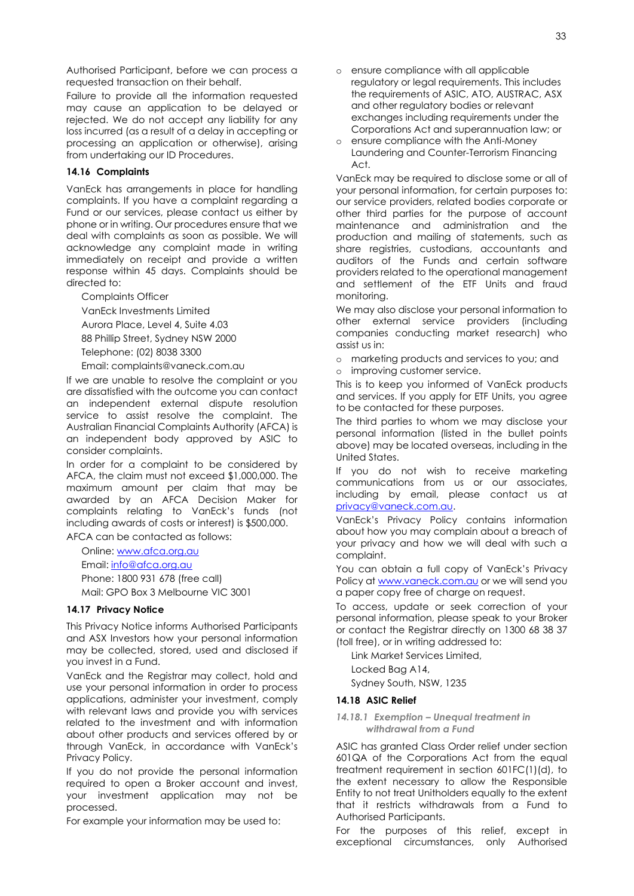Authorised Participant, before we can process a requested transaction on their behalf.

Failure to provide all the information requested may cause an application to be delayed or rejected. We do not accept any liability for any loss incurred (as a result of a delay in accepting or processing an application or otherwise), arising from undertaking our ID Procedures.

### 14.16 Complaints

VanEck has arrangements in place for handling complaints. If you have a complaint regarding a Fund or our services, please contact us either by phone or in writing. Our procedures ensure that we deal with complaints as soon as possible. We will acknowledge any complaint made in writing immediately on receipt and provide a written response within 45 days. Complaints should be directed to:

Complaints Officer
VanEck Investments Limited
Aurora Place, Level 4, Suite 4.03
88 Phillip Street, Sydney NSW 2000
Telephone: (02) 8038 3300
Email: complaints@vaneck.com.au

If we are unable to resolve the complaint or you are dissatisfied with the outcome you can contact an independent external dispute resolution service to assist resolve the complaint. The Australian Financial Complaints Authority (AFCA) is an independent body approved by ASIC to consider complaints.

In order for a complaint to be considered by AFCA, the claim must not exceed $1,000,000. The maximum amount per claim that may be awarded by an AFCA Decision Maker for complaints relating to VanEck's funds (not including awards of costs or interest) is $500,000.

AFCA can be contacted as follows:

Online: www.afca.org.au
Email: info@afca.org.au
Phone: 1800 931 678 (free call)
Mail: GPO Box 3 Melbourne VIC 3001

### 14.17 Privacy Notice

This Privacy Notice informs Authorised Participants and ASX Investors how your personal information may be collected, stored, used and disclosed if you invest in a Fund.

VanEck and the Registrar may collect, hold and use your personal information in order to process applications, administer your investment, comply with relevant laws and provide you with services related to the investment and with information about other products and services offered by or through VanEck, in accordance with VanEck's Privacy Policy.

If you do not provide the personal information required to open a Broker account and invest, your investment application may not be processed.

For example your information may be used to:

- ensure compliance with all applicable regulatory or legal requirements. This includes the requirements of ASIC, ATO, AUSTRAC, ASX and other regulatory bodies or relevant exchanges including requirements under the Corporations Act and superannuation law; or
- ensure compliance with the Anti-Money Laundering and Counter-Terrorism Financing Act.

VanEck may be required to disclose some or all of your personal information, for certain purposes to: our service providers, related bodies corporate or other third parties for the purpose of account maintenance and administration and the production and mailing of statements, such as share registries, custodians, accountants and auditors of the Funds and certain software providers related to the operational management and settlement of the ETF Units and fraud monitoring.

We may also disclose your personal information to other external service providers (including companies conducting market research) who assist us in:

- marketing products and services to you; and
- improving customer service.

This is to keep you informed of VanEck products and services. If you apply for ETF Units, you agree to be contacted for these purposes.

The third parties to whom we may disclose your personal information (listed in the bullet points above) may be located overseas, including in the United States.

If you do not wish to receive marketing communications from us or our associates, including by email, please contact us at privacy@vaneck.com.au.

VanEck's Privacy Policy contains information about how you may complain about a breach of your privacy and how we will deal with such a complaint.

You can obtain a full copy of VanEck's Privacy Policy at www.vaneck.com.au or we will send you a paper copy free of charge on request.

To access, update or seek correction of your personal information, please speak to your Broker or contact the Registrar directly on 1300 68 38 37 (toll free), or in writing addressed to:

Link Market Services Limited,
Locked Bag A14,
Sydney South, NSW, 1235

### 14.18 ASIC Relief

#### *14.18.1 Exemption – Unequal treatment in withdrawal from a Fund*

ASIC has granted Class Order relief under section 601QA of the Corporations Act from the equal treatment requirement in section 601FC(1)(d), to the extent necessary to allow the Responsible Entity to not treat Unitholders equally to the extent that it restricts withdrawals from a Fund to Authorised Participants.

For the purposes of this relief, except in exceptional circumstances, only Authorised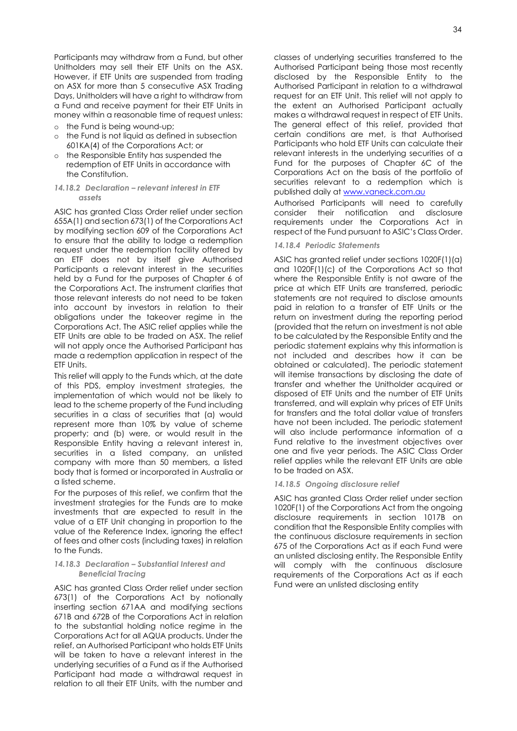Participants may withdraw from a Fund, but other Unitholders may sell their ETF Units on the ASX. However, if ETF Units are suspended from trading on ASX for more than 5 consecutive ASX Trading Days, Unitholders will have a right to withdraw from a Fund and receive payment for their ETF Units in money within a reasonable time of request unless:

- the Fund is being wound-up;
- the Fund is not liquid as defined in subsection 601KA(4) of the Corporations Act; or
- the Responsible Entity has suspended the redemption of ETF Units in accordance with the Constitution.

#### *14.18.2 Declaration – relevant interest in ETF assets*

ASIC has granted Class Order relief under section 655A(1) and section 673(1) of the Corporations Act by modifying section 609 of the Corporations Act to ensure that the ability to lodge a redemption request under the redemption facility offered by an ETF does not by itself give Authorised Participants a relevant interest in the securities held by a Fund for the purposes of Chapter 6 of the Corporations Act. The instrument clarifies that those relevant interests do not need to be taken into account by investors in relation to their obligations under the takeover regime in the Corporations Act. The ASIC relief applies while the ETF Units are able to be traded on ASX. The relief will not apply once the Authorised Participant has made a redemption application in respect of the ETF Units.

This relief will apply to the Funds which, at the date of this PDS, employ investment strategies, the implementation of which would not be likely to lead to the scheme property of the Fund including securities in a class of securities that (a) would represent more than 10% by value of scheme property; and (b) were, or would result in the Responsible Entity having a relevant interest in, securities in a listed company, an unlisted company with more than 50 members, a listed body that is formed or incorporated in Australia or a listed scheme.

For the purposes of this relief, we confirm that the investment strategies for the Funds are to make investments that are expected to result in the value of a ETF Unit changing in proportion to the value of the Reference Index, ignoring the effect of fees and other costs (including taxes) in relation to the Funds.

#### *14.18.3 Declaration – Substantial Interest and Beneficial Tracing*

ASIC has granted Class Order relief under section 673(1) of the Corporations Act by notionally inserting section 671AA and modifying sections 671B and 672B of the Corporations Act in relation to the substantial holding notice regime in the Corporations Act for all AQUA products. Under the relief, an Authorised Participant who holds ETF Units will be taken to have a relevant interest in the underlying securities of a Fund as if the Authorised Participant had made a withdrawal request in relation to all their ETF Units, with the number and classes of underlying securities transferred to the Authorised Participant being those most recently disclosed by the Responsible Entity to the Authorised Participant in relation to a withdrawal request for an ETF Unit. This relief will not apply to the extent an Authorised Participant actually makes a withdrawal request in respect of ETF Units. The general effect of this relief, provided that certain conditions are met, is that Authorised Participants who hold ETF Units can calculate their relevant interests in the underlying securities of a Fund for the purposes of Chapter 6C of the Corporations Act on the basis of the portfolio of securities relevant to a redemption which is published daily at www.vaneck.com.au

Authorised Participants will need to carefully consider their notification and disclosure requirements under the Corporations Act in respect of the Fund pursuant to ASIC's Class Order.

#### *14.18.4 Periodic Statements*

ASIC has granted relief under sections 1020F(1)(a) and 1020F(1)(c) of the Corporations Act so that where the Responsible Entity is not aware of the price at which ETF Units are transferred, periodic statements are not required to disclose amounts paid in relation to a transfer of ETF Units or the return on investment during the reporting period (provided that the return on investment is not able to be calculated by the Responsible Entity and the periodic statement explains why this information is not included and describes how it can be obtained or calculated). The periodic statement will itemise transactions by disclosing the date of transfer and whether the Unitholder acquired or disposed of ETF Units and the number of ETF Units transferred, and will explain why prices of ETF Units for transfers and the total dollar value of transfers have not been included. The periodic statement will also include performance information of a Fund relative to the investment objectives over one and five year periods. The ASIC Class Order relief applies while the relevant ETF Units are able to be traded on ASX.

#### *14.18.5 Ongoing disclosure relief*

ASIC has granted Class Order relief under section 1020F(1) of the Corporations Act from the ongoing disclosure requirements in section 1017B on condition that the Responsible Entity complies with the continuous disclosure requirements in section 675 of the Corporations Act as if each Fund were an unlisted disclosing entity. The Responsible Entity will comply with the continuous disclosure requirements of the Corporations Act as if each Fund were an unlisted disclosing entity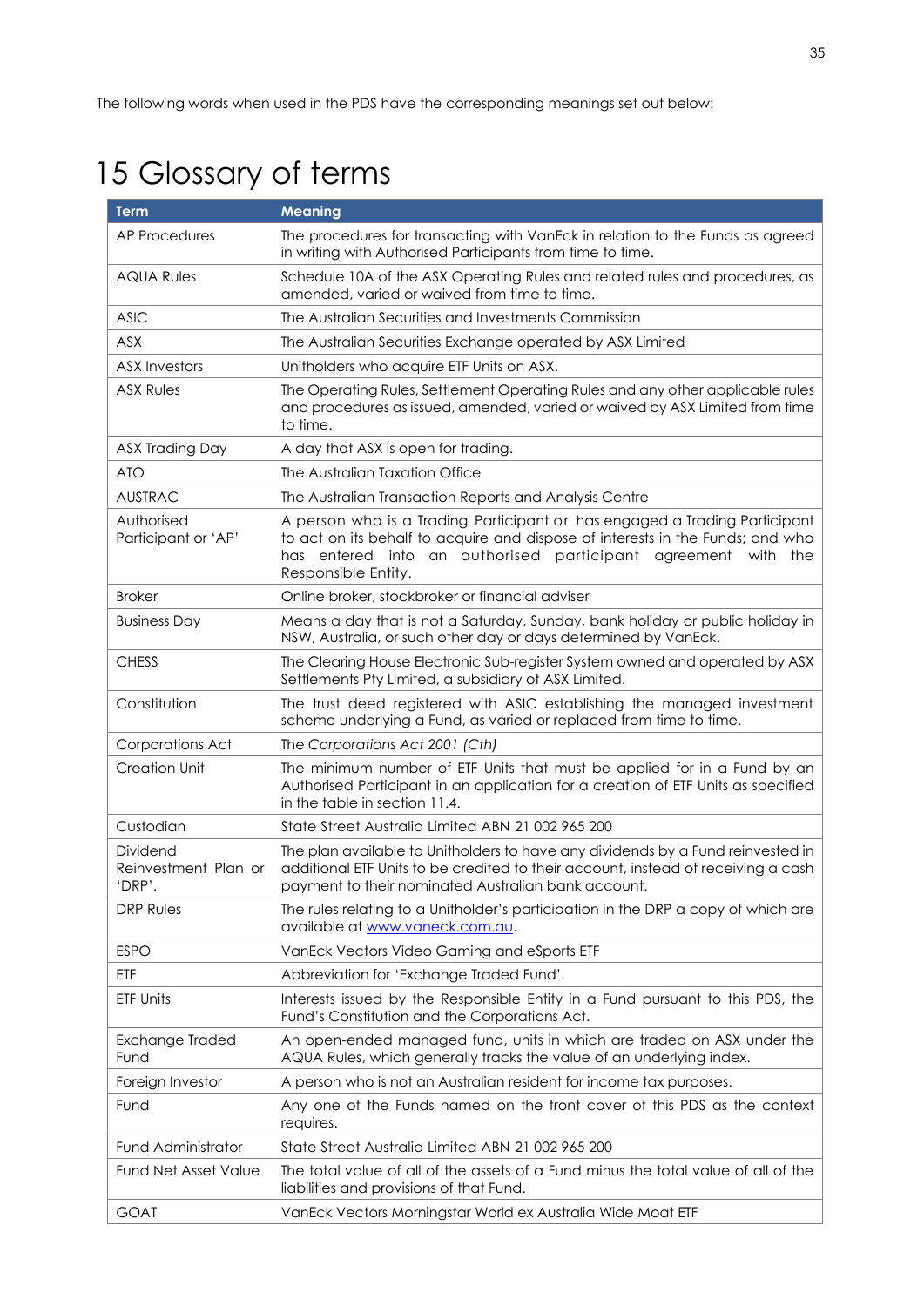The following words when used in the PDS have the corresponding meanings set out below:

# 15 Glossary of terms

| Term | Meaning |
|---|---|
| AP Procedures | The procedures for transacting with VanEck in relation to the Funds as agreed in writing with Authorised Participants from time to time. |
| AQUA Rules | Schedule 10A of the ASX Operating Rules and related rules and procedures, as amended, varied or waived from time to time. |
| ASIC | The Australian Securities and Investments Commission |
| ASX | The Australian Securities Exchange operated by ASX Limited |
| ASX Investors | Unitholders who acquire ETF Units on ASX. |
| ASX Rules | The Operating Rules, Settlement Operating Rules and any other applicable rules and procedures as issued, amended, varied or waived by ASX Limited from time to time. |
| ASX Trading Day | A day that ASX is open for trading. |
| ATO | The Australian Taxation Office |
| AUSTRAC | The Australian Transaction Reports and Analysis Centre |
| Authorised Participant or 'AP' | A person who is a Trading Participant or has engaged a Trading Participant to act on its behalf to acquire and dispose of interests in the Funds; and who has entered into an authorised participant agreement with the Responsible Entity. |
| Broker | Online broker, stockbroker or financial adviser |
| Business Day | Means a day that is not a Saturday, Sunday, bank holiday or public holiday in NSW, Australia, or such other day or days determined by VanEck. |
| CHESS | The Clearing House Electronic Sub-register System owned and operated by ASX Settlements Pty Limited, a subsidiary of ASX Limited. |
| Constitution | The trust deed registered with ASIC establishing the managed investment scheme underlying a Fund, as varied or replaced from time to time. |
| Corporations Act | The *Corporations Act 2001 (Cth)* |
| Creation Unit | The minimum number of ETF Units that must be applied for in a Fund by an Authorised Participant in an application for a creation of ETF Units as specified in the table in section 11.4. |
| Custodian | State Street Australia Limited ABN 21 002 965 200 |
| Dividend Reinvestment Plan or 'DRP'. | The plan available to Unitholders to have any dividends by a Fund reinvested in additional ETF Units to be credited to their account, instead of receiving a cash payment to their nominated Australian bank account. |
| DRP Rules | The rules relating to a Unitholder's participation in the DRP a copy of which are available at www.vaneck.com.au. |
| ESPO | VanEck Vectors Video Gaming and eSports ETF |
| ETF | Abbreviation for 'Exchange Traded Fund'. |
| ETF Units | Interests issued by the Responsible Entity in a Fund pursuant to this PDS, the Fund's Constitution and the Corporations Act. |
| Exchange Traded Fund | An open-ended managed fund, units in which are traded on ASX under the AQUA Rules, which generally tracks the value of an underlying index. |
| Foreign Investor | A person who is not an Australian resident for income tax purposes. |
| Fund | Any one of the Funds named on the front cover of this PDS as the context requires. |
| Fund Administrator | State Street Australia Limited ABN 21 002 965 200 |
| Fund Net Asset Value | The total value of all of the assets of a Fund minus the total value of all of the liabilities and provisions of that Fund. |
| GOAT | VanEck Vectors Morningstar World ex Australia Wide Moat ETF |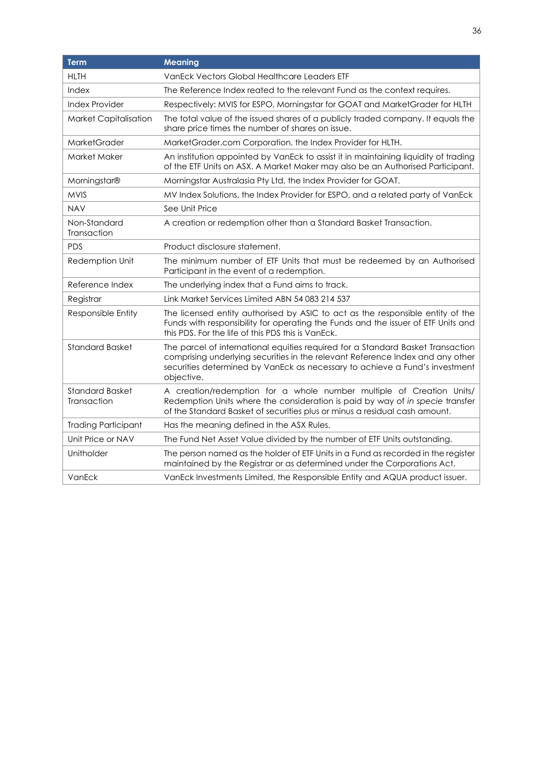| Term | Meaning |
|---|---|
| HLTH | VanEck Vectors Global Healthcare Leaders ETF |
| Index | The Reference Index reated to the relevant Fund as the context requires. |
| Index Provider | Respectively: MVIS for ESPO, Morningstar for GOAT and MarketGrader for HLTH |
| Market Capitalisation | The total value of the issued shares of a publicly traded company. It equals the share price times the number of shares on issue. |
| MarketGrader | MarketGrader.com Corporation, the Index Provider for HLTH. |
| Market Maker | An institution appointed by VanEck to assist it in maintaining liquidity of trading of the ETF Units on ASX. A Market Maker may also be an Authorised Participant. |
| Morningstar® | Morningstar Australasia Pty Ltd, the Index Provider for GOAT. |
| MVIS | MV Index Solutions, the Index Provider for ESPO, and a related party of VanEck |
| NAV | See Unit Price |
| Non-Standard Transaction | A creation or redemption other than a Standard Basket Transaction. |
| PDS | Product disclosure statement. |
| Redemption Unit | The minimum number of ETF Units that must be redeemed by an Authorised Participant in the event of a redemption. |
| Reference Index | The underlying index that a Fund aims to track. |
| Registrar | Link Market Services Limited ABN 54 083 214 537 |
| Responsible Entity | The licensed entity authorised by ASIC to act as the responsible entity of the Funds with responsibility for operating the Funds and the issuer of ETF Units and this PDS. For the life of this PDS this is VanEck. |
| Standard Basket | The parcel of international equities required for a Standard Basket Transaction comprising underlying securities in the relevant Reference Index and any other securities determined by VanEck as necessary to achieve a Fund's investment objective. |
| Standard Basket Transaction | A creation/redemption for a whole number multiple of Creation Units/ Redemption Units where the consideration is paid by way of *in specie* transfer of the Standard Basket of securities plus or minus a residual cash amount. |
| Trading Participant | Has the meaning defined in the ASX Rules. |
| Unit Price or NAV | The Fund Net Asset Value divided by the number of ETF Units outstanding. |
| Unitholder | The person named as the holder of ETF Units in a Fund as recorded in the register maintained by the Registrar or as determined under the Corporations Act. |
| VanEck | VanEck Investments Limited, the Responsible Entity and AQUA product issuer. |